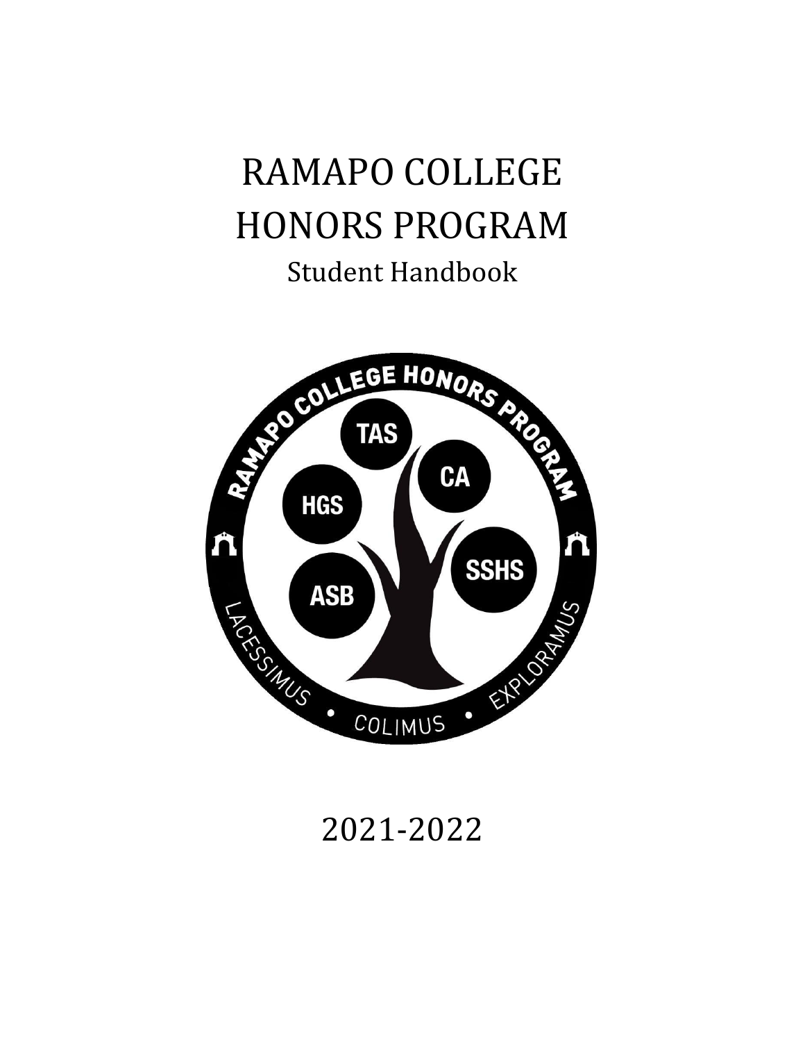# RAMAPO COLLEGE HONORS PROGRAM

## Student Handbook

2021-2022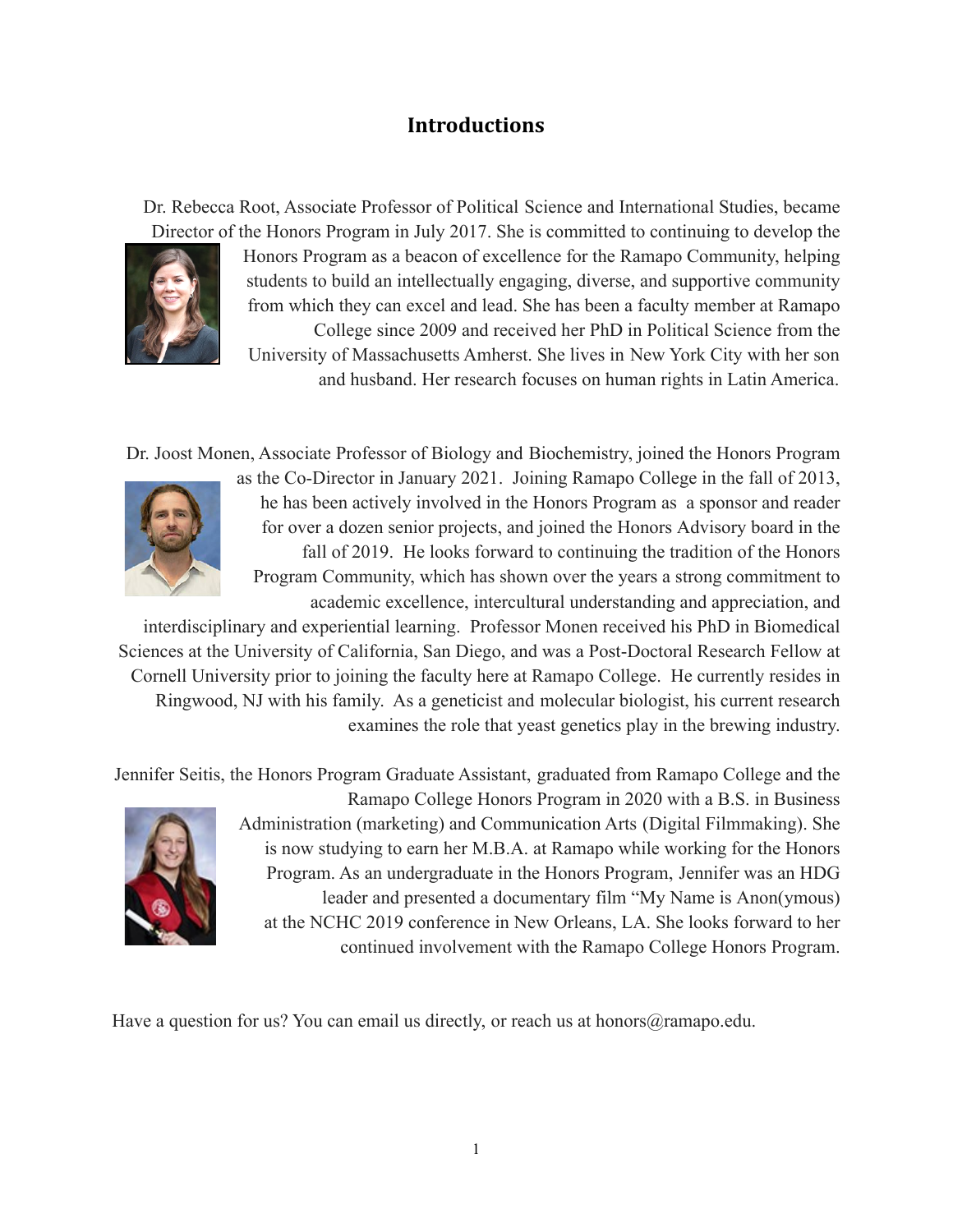# Introductions

Dr. Rebecca Root, Associate Professor of Political Science and International Studies, became Director of the Honors Program in July 2017. She is committed to continuing to develop the Honors Program as a beacon of excellence for the Ramapo Community, helping students to build an intellectually engaging, diverse, and supportive community from which they can excel and lead. She has been a faculty member at Ramapo College since 2009 and received her PhD in Political Science from the University of Massachusetts Amherst. She lives in New York City with her son and husband. Her research focuses on human rights in Latin America.

Dr. Joost Monen, Associate Professor of Biology and Biochemistry, joined the Honors Program as the Co-Director in January 2021. Joining Ramapo College in the fall of 2013, he has been actively involved in the Honors Program as a sponsor and reader for over a dozen senior projects, and joined the Honors Advisory board in the fall of 2019. He looks forward to continuing the tradition of the Honors Program Community, which has shown over the years a strong commitment to academic excellence, intercultural understanding and appreciation, and interdisciplinary and experiential learning. Professor Monen received his PhD in Biomedical Sciences at the University of California, San Diego, and was a Post-Doctoral Research Fellow at Cornell University prior to joining the faculty here at Ramapo College. He currently resides in Ringwood, NJ with his family. As a geneticist and molecular biologist, his current research examines the role that yeast genetics play in the brewing industry.

Jennifer Seitis, the Honors Program Graduate Assistant, graduated from Ramapo College and the Ramapo College Honors Program in 2020 with a B.S. in Business Administration (marketing) and Communication Arts (Digital Filmmaking). She is now studying to earn her M.B.A. at Ramapo while working for the Honors Program. As an undergraduate in the Honors Program, Jennifer was an HDG leader and presented a documentary film "My Name is Anon(ymous) at the NCHC 2019 conference in New Orleans, LA. She looks forward to her continued involvement with the Ramapo College Honors Program.

Have a question for us? You can email us directly, or reach us at honors@ramapo.edu.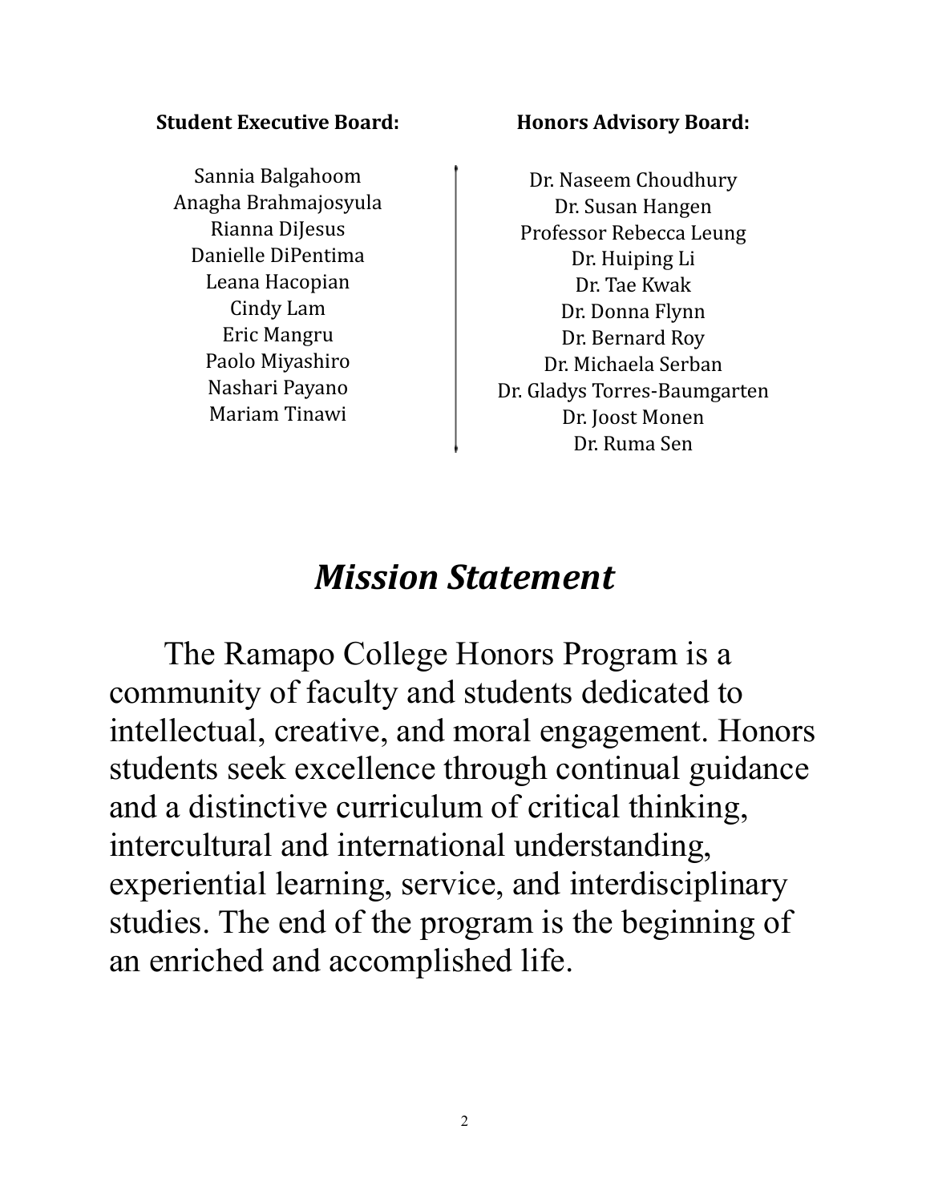**Student Executive Board:**

Sannia Balgahoom
Anagha Brahmajosyula
Rianna DiJesus
Danielle DiPentima
Leana Hacopian
Cindy Lam
Eric Mangru
Paolo Miyashiro
Nashari Payano
Mariam Tinawi

**Honors Advisory Board:**

Dr. Naseem Choudhury
Dr. Susan Hangen
Professor Rebecca Leung
Dr. Huiping Li
Dr. Tae Kwak
Dr. Donna Flynn
Dr. Bernard Roy
Dr. Michaela Serban
Dr. Gladys Torres-Baumgarten
Dr. Joost Monen
Dr. Ruma Sen

# *Mission Statement*

The Ramapo College Honors Program is a community of faculty and students dedicated to intellectual, creative, and moral engagement. Honors students seek excellence through continual guidance and a distinctive curriculum of critical thinking, intercultural and international understanding, experiential learning, service, and interdisciplinary studies. The end of the program is the beginning of an enriched and accomplished life.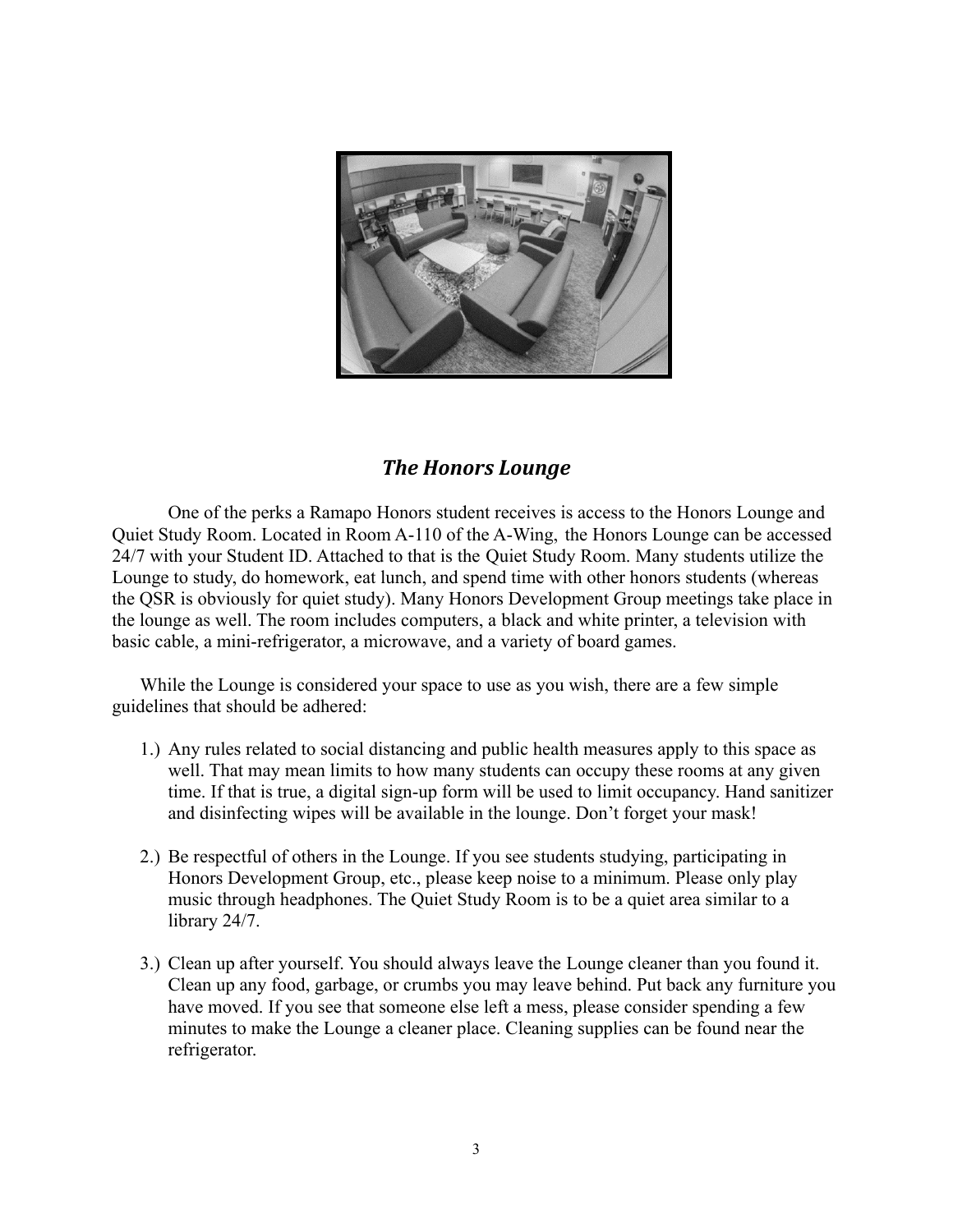## *The Honors Lounge*

One of the perks a Ramapo Honors student receives is access to the Honors Lounge and Quiet Study Room. Located in Room A-110 of the A-Wing, the Honors Lounge can be accessed 24/7 with your Student ID. Attached to that is the Quiet Study Room. Many students utilize the Lounge to study, do homework, eat lunch, and spend time with other honors students (whereas the QSR is obviously for quiet study). Many Honors Development Group meetings take place in the lounge as well. The room includes computers, a black and white printer, a television with basic cable, a mini-refrigerator, a microwave, and a variety of board games.

While the Lounge is considered your space to use as you wish, there are a few simple guidelines that should be adhered:

1.) Any rules related to social distancing and public health measures apply to this space as well. That may mean limits to how many students can occupy these rooms at any given time. If that is true, a digital sign-up form will be used to limit occupancy. Hand sanitizer and disinfecting wipes will be available in the lounge. Don't forget your mask!

2.) Be respectful of others in the Lounge. If you see students studying, participating in Honors Development Group, etc., please keep noise to a minimum. Please only play music through headphones. The Quiet Study Room is to be a quiet area similar to a library 24/7.

3.) Clean up after yourself. You should always leave the Lounge cleaner than you found it. Clean up any food, garbage, or crumbs you may leave behind. Put back any furniture you have moved. If you see that someone else left a mess, please consider spending a few minutes to make the Lounge a cleaner place. Cleaning supplies can be found near the refrigerator.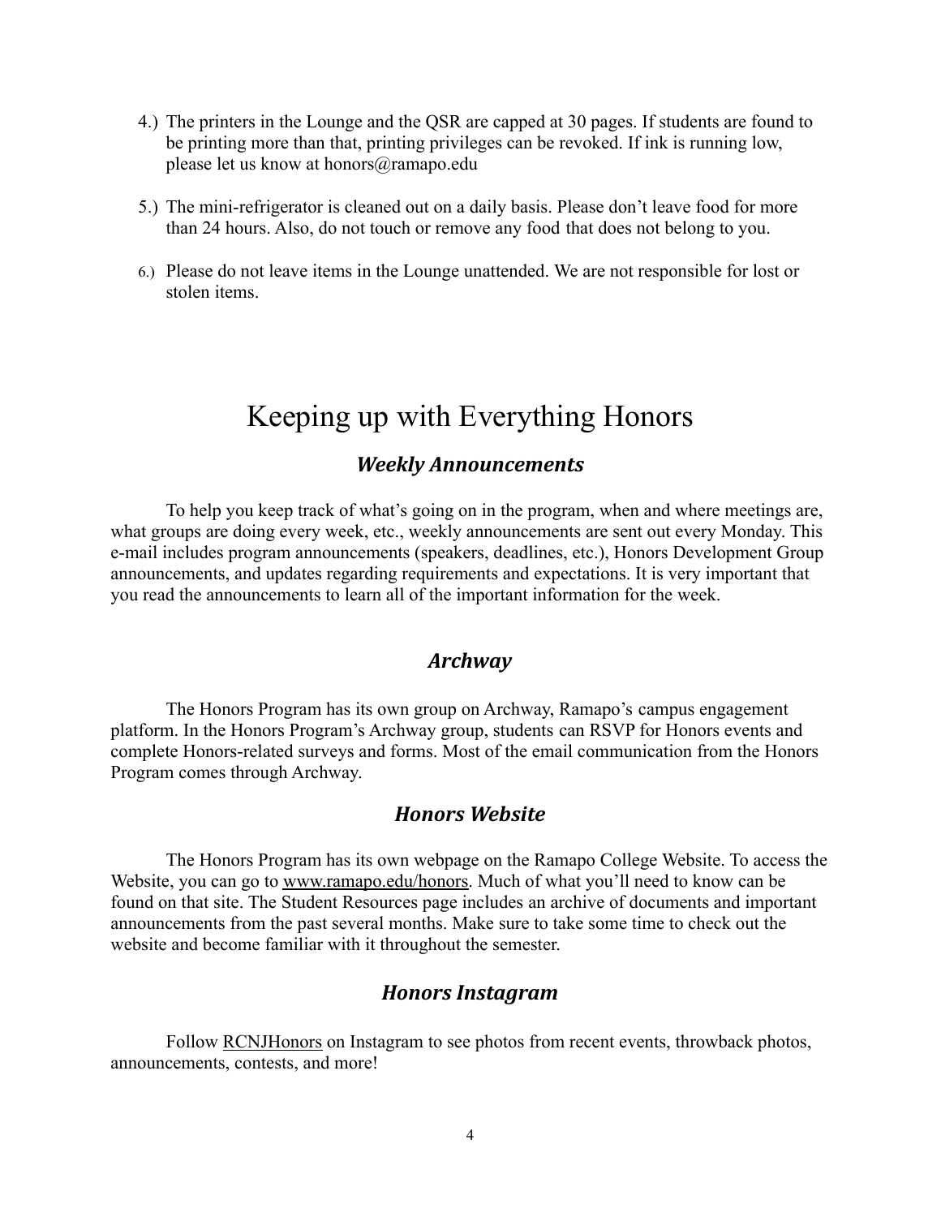4.) The printers in the Lounge and the QSR are capped at 30 pages. If students are found to be printing more than that, printing privileges can be revoked. If ink is running low, please let us know at honors@ramapo.edu

5.) The mini-refrigerator is cleaned out on a daily basis. Please don't leave food for more than 24 hours. Also, do not touch or remove any food that does not belong to you.

6.) Please do not leave items in the Lounge unattended. We are not responsible for lost or stolen items.

# Keeping up with Everything Honors

### *Weekly Announcements*

To help you keep track of what's going on in the program, when and where meetings are, what groups are doing every week, etc., weekly announcements are sent out every Monday. This e-mail includes program announcements (speakers, deadlines, etc.), Honors Development Group announcements, and updates regarding requirements and expectations. It is very important that you read the announcements to learn all of the important information for the week.

### *Archway*

The Honors Program has its own group on Archway, Ramapo's campus engagement platform. In the Honors Program's Archway group, students can RSVP for Honors events and complete Honors-related surveys and forms. Most of the email communication from the Honors Program comes through Archway.

### *Honors Website*

The Honors Program has its own webpage on the Ramapo College Website. To access the Website, you can go to www.ramapo.edu/honors. Much of what you'll need to know can be found on that site. The Student Resources page includes an archive of documents and important announcements from the past several months. Make sure to take some time to check out the website and become familiar with it throughout the semester.

### *Honors Instagram*

Follow RCNJHonors on Instagram to see photos from recent events, throwback photos, announcements, contests, and more!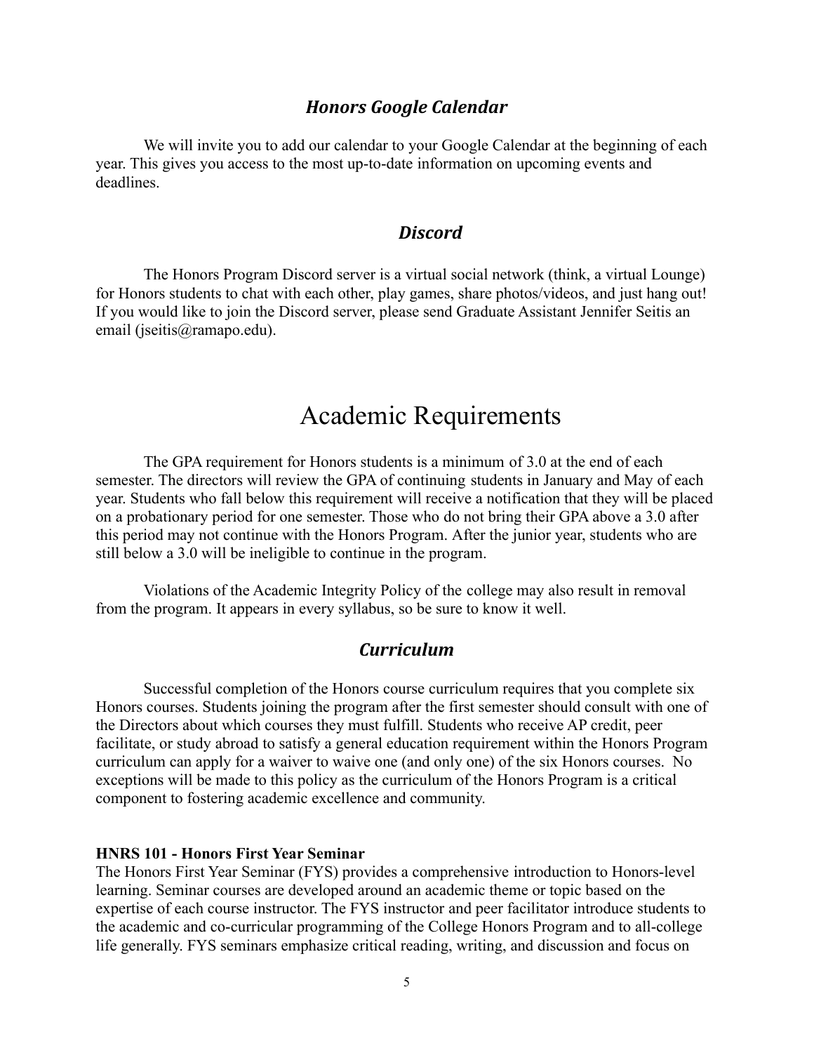### *Honors Google Calendar*

We will invite you to add our calendar to your Google Calendar at the beginning of each year. This gives you access to the most up-to-date information on upcoming events and deadlines.

### *Discord*

The Honors Program Discord server is a virtual social network (think, a virtual Lounge) for Honors students to chat with each other, play games, share photos/videos, and just hang out! If you would like to join the Discord server, please send Graduate Assistant Jennifer Seitis an email (jseitis@ramapo.edu).

# Academic Requirements

The GPA requirement for Honors students is a minimum of 3.0 at the end of each semester. The directors will review the GPA of continuing students in January and May of each year. Students who fall below this requirement will receive a notification that they will be placed on a probationary period for one semester. Those who do not bring their GPA above a 3.0 after this period may not continue with the Honors Program. After the junior year, students who are still below a 3.0 will be ineligible to continue in the program.

Violations of the Academic Integrity Policy of the college may also result in removal from the program. It appears in every syllabus, so be sure to know it well.

### *Curriculum*

Successful completion of the Honors course curriculum requires that you complete six Honors courses. Students joining the program after the first semester should consult with one of the Directors about which courses they must fulfill. Students who receive AP credit, peer facilitate, or study abroad to satisfy a general education requirement within the Honors Program curriculum can apply for a waiver to waive one (and only one) of the six Honors courses. No exceptions will be made to this policy as the curriculum of the Honors Program is a critical component to fostering academic excellence and community.

**HNRS 101 - Honors First Year Seminar**

The Honors First Year Seminar (FYS) provides a comprehensive introduction to Honors-level learning. Seminar courses are developed around an academic theme or topic based on the expertise of each course instructor. The FYS instructor and peer facilitator introduce students to the academic and co-curricular programming of the College Honors Program and to all-college life generally. FYS seminars emphasize critical reading, writing, and discussion and focus on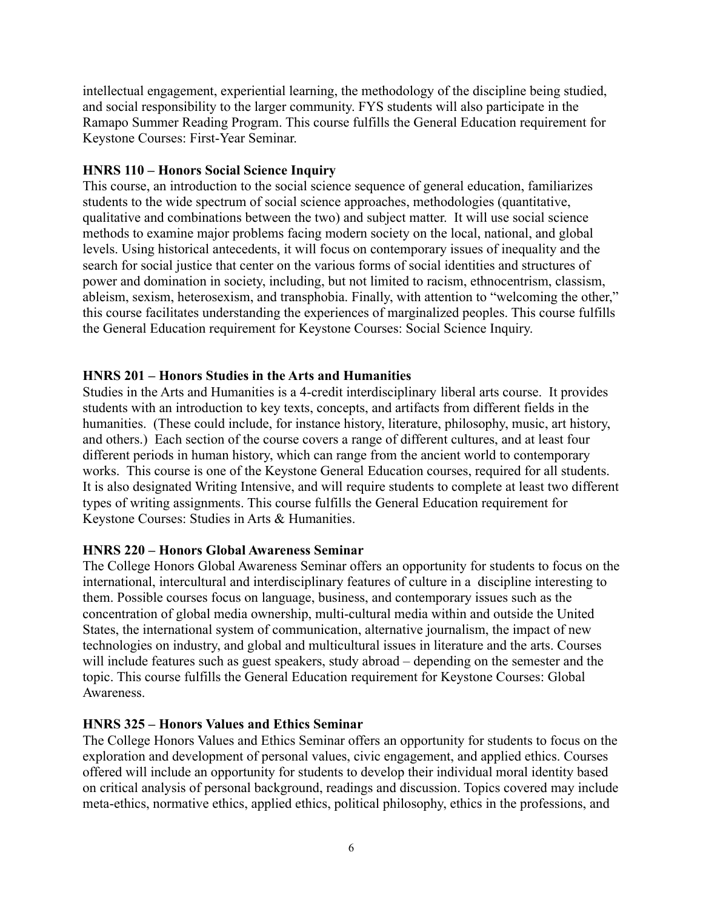intellectual engagement, experiential learning, the methodology of the discipline being studied, and social responsibility to the larger community. FYS students will also participate in the Ramapo Summer Reading Program. This course fulfills the General Education requirement for Keystone Courses: First-Year Seminar.

**HNRS 110 – Honors Social Science Inquiry**

This course, an introduction to the social science sequence of general education, familiarizes students to the wide spectrum of social science approaches, methodologies (quantitative, qualitative and combinations between the two) and subject matter. It will use social science methods to examine major problems facing modern society on the local, national, and global levels. Using historical antecedents, it will focus on contemporary issues of inequality and the search for social justice that center on the various forms of social identities and structures of power and domination in society, including, but not limited to racism, ethnocentrism, classism, ableism, sexism, heterosexism, and transphobia. Finally, with attention to "welcoming the other," this course facilitates understanding the experiences of marginalized peoples. This course fulfills the General Education requirement for Keystone Courses: Social Science Inquiry.

**HNRS 201 – Honors Studies in the Arts and Humanities**

Studies in the Arts and Humanities is a 4-credit interdisciplinary liberal arts course. It provides students with an introduction to key texts, concepts, and artifacts from different fields in the humanities. (These could include, for instance history, literature, philosophy, music, art history, and others.) Each section of the course covers a range of different cultures, and at least four different periods in human history, which can range from the ancient world to contemporary works. This course is one of the Keystone General Education courses, required for all students. It is also designated Writing Intensive, and will require students to complete at least two different types of writing assignments. This course fulfills the General Education requirement for Keystone Courses: Studies in Arts & Humanities.

**HNRS 220 – Honors Global Awareness Seminar**

The College Honors Global Awareness Seminar offers an opportunity for students to focus on the international, intercultural and interdisciplinary features of culture in a discipline interesting to them. Possible courses focus on language, business, and contemporary issues such as the concentration of global media ownership, multi-cultural media within and outside the United States, the international system of communication, alternative journalism, the impact of new technologies on industry, and global and multicultural issues in literature and the arts. Courses will include features such as guest speakers, study abroad – depending on the semester and the topic. This course fulfills the General Education requirement for Keystone Courses: Global Awareness.

**HNRS 325 – Honors Values and Ethics Seminar**

The College Honors Values and Ethics Seminar offers an opportunity for students to focus on the exploration and development of personal values, civic engagement, and applied ethics. Courses offered will include an opportunity for students to develop their individual moral identity based on critical analysis of personal background, readings and discussion. Topics covered may include meta-ethics, normative ethics, applied ethics, political philosophy, ethics in the professions, and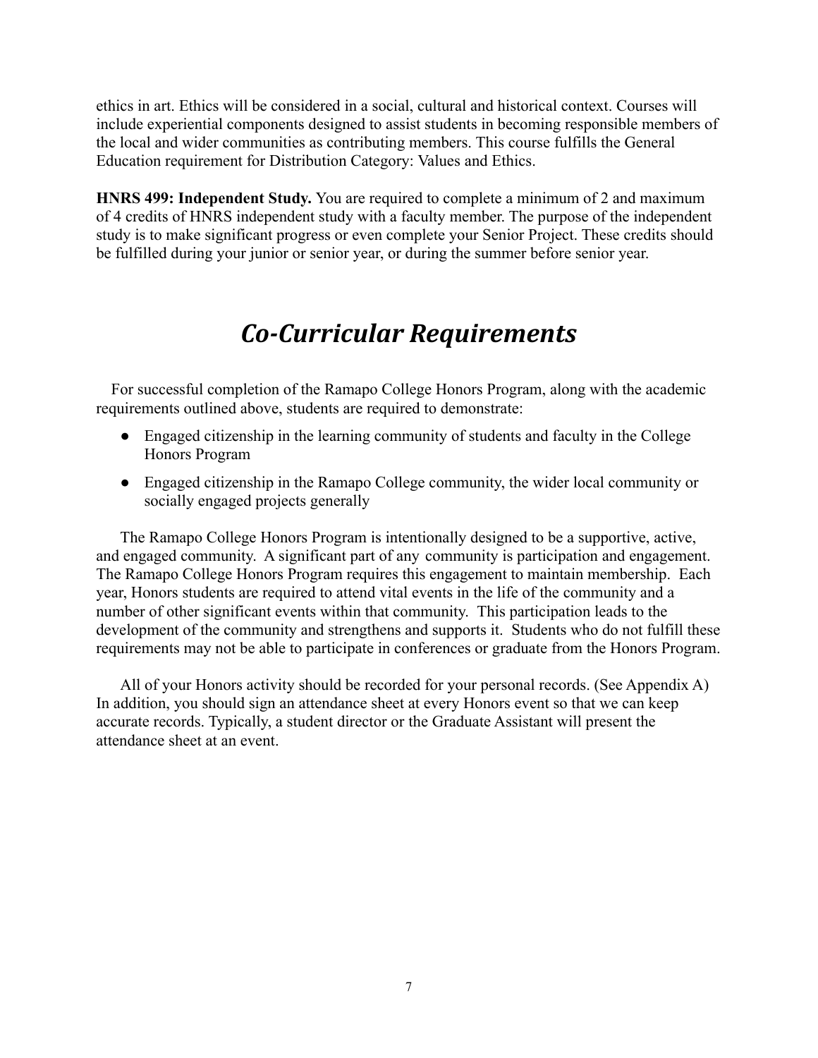ethics in art. Ethics will be considered in a social, cultural and historical context. Courses will include experiential components designed to assist students in becoming responsible members of the local and wider communities as contributing members. This course fulfills the General Education requirement for Distribution Category: Values and Ethics.

**HNRS 499: Independent Study.** You are required to complete a minimum of 2 and maximum of 4 credits of HNRS independent study with a faculty member. The purpose of the independent study is to make significant progress or even complete your Senior Project. These credits should be fulfilled during your junior or senior year, or during the summer before senior year.

# *Co-Curricular Requirements*

For successful completion of the Ramapo College Honors Program, along with the academic requirements outlined above, students are required to demonstrate:

- Engaged citizenship in the learning community of students and faculty in the College Honors Program
- Engaged citizenship in the Ramapo College community, the wider local community or socially engaged projects generally

The Ramapo College Honors Program is intentionally designed to be a supportive, active, and engaged community. A significant part of any community is participation and engagement. The Ramapo College Honors Program requires this engagement to maintain membership. Each year, Honors students are required to attend vital events in the life of the community and a number of other significant events within that community. This participation leads to the development of the community and strengthens and supports it. Students who do not fulfill these requirements may not be able to participate in conferences or graduate from the Honors Program.

All of your Honors activity should be recorded for your personal records. (See Appendix A) In addition, you should sign an attendance sheet at every Honors event so that we can keep accurate records. Typically, a student director or the Graduate Assistant will present the attendance sheet at an event.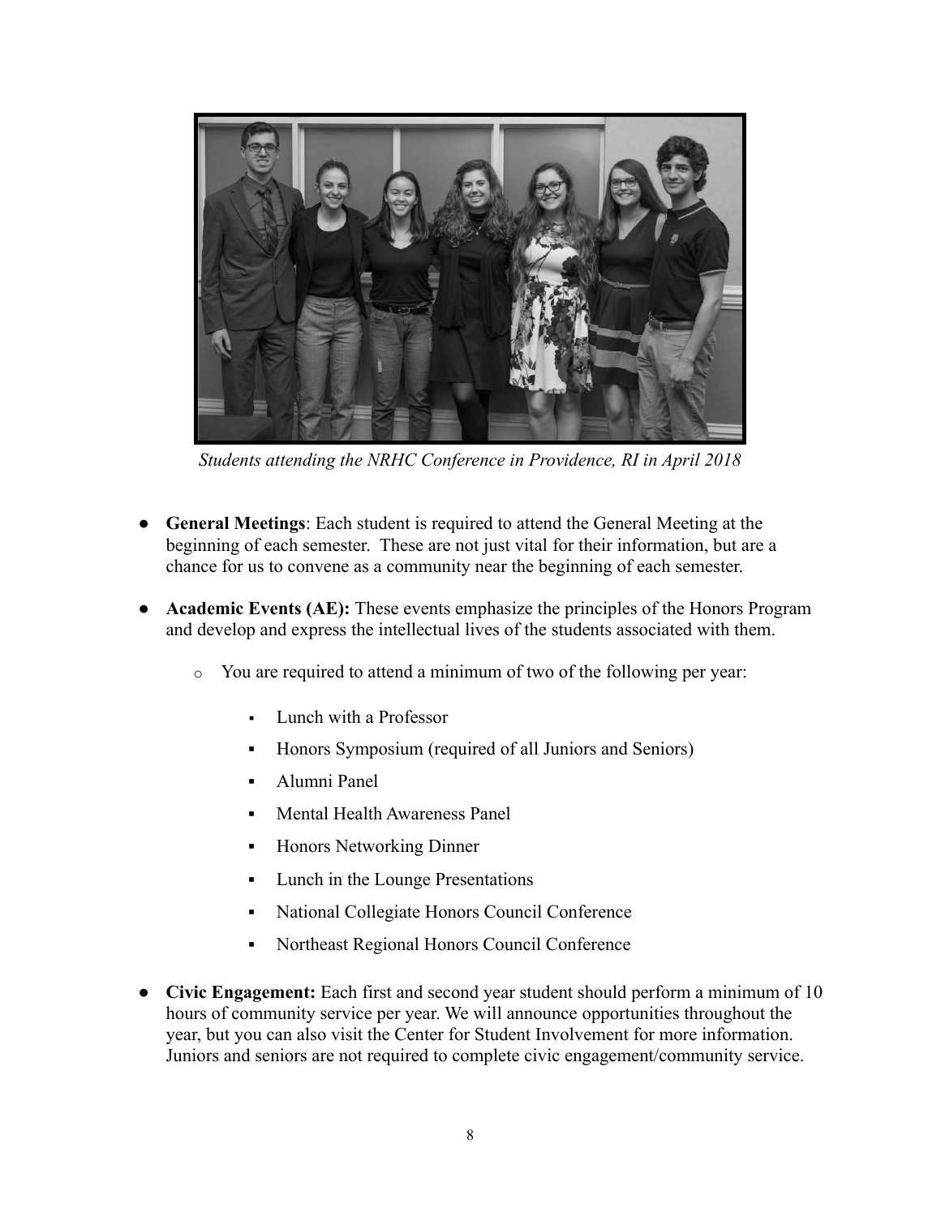*Students attending the NRHC Conference in Providence, RI in April 2018*

- **General Meetings**: Each student is required to attend the General Meeting at the beginning of each semester. These are not just vital for their information, but are a chance for us to convene as a community near the beginning of each semester.

- **Academic Events (AE):** These events emphasize the principles of the Honors Program and develop and express the intellectual lives of the students associated with them.
  - You are required to attend a minimum of two of the following per year:
    - Lunch with a Professor
    - Honors Symposium (required of all Juniors and Seniors)
    - Alumni Panel
    - Mental Health Awareness Panel
    - Honors Networking Dinner
    - Lunch in the Lounge Presentations
    - National Collegiate Honors Council Conference
    - Northeast Regional Honors Council Conference

- **Civic Engagement:** Each first and second year student should perform a minimum of 10 hours of community service per year. We will announce opportunities throughout the year, but you can also visit the Center for Student Involvement for more information. Juniors and seniors are not required to complete civic engagement/community service.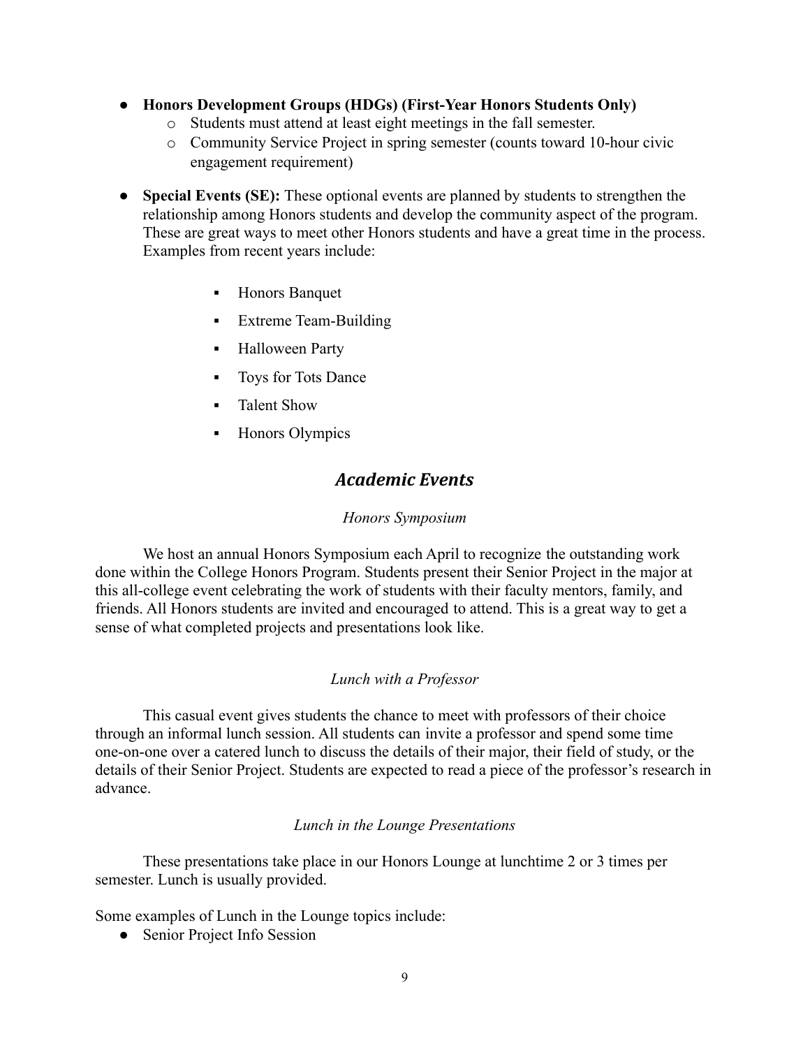- **Honors Development Groups (HDGs) (First-Year Honors Students Only)**
  - Students must attend at least eight meetings in the fall semester.
  - Community Service Project in spring semester (counts toward 10-hour civic engagement requirement)

- **Special Events (SE):** These optional events are planned by students to strengthen the relationship among Honors students and develop the community aspect of the program. These are great ways to meet other Honors students and have a great time in the process. Examples from recent years include:
  - Honors Banquet
  - Extreme Team-Building
  - Halloween Party
  - Toys for Tots Dance
  - Talent Show
  - Honors Olympics

## *Academic Events*

### *Honors Symposium*

We host an annual Honors Symposium each April to recognize the outstanding work done within the College Honors Program. Students present their Senior Project in the major at this all-college event celebrating the work of students with their faculty mentors, family, and friends. All Honors students are invited and encouraged to attend. This is a great way to get a sense of what completed projects and presentations look like.

### *Lunch with a Professor*

This casual event gives students the chance to meet with professors of their choice through an informal lunch session. All students can invite a professor and spend some time one-on-one over a catered lunch to discuss the details of their major, their field of study, or the details of their Senior Project. Students are expected to read a piece of the professor's research in advance.

### *Lunch in the Lounge Presentations*

These presentations take place in our Honors Lounge at lunchtime 2 or 3 times per semester. Lunch is usually provided.

Some examples of Lunch in the Lounge topics include:

- Senior Project Info Session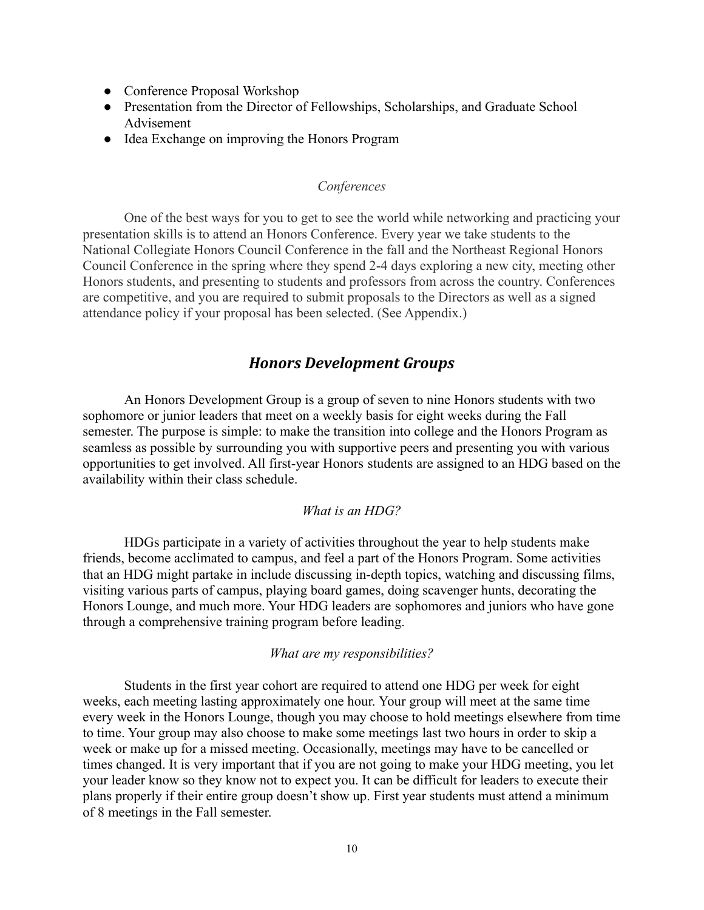- Conference Proposal Workshop
- Presentation from the Director of Fellowships, Scholarships, and Graduate School Advisement
- Idea Exchange on improving the Honors Program

### *Conferences*

One of the best ways for you to get to see the world while networking and practicing your presentation skills is to attend an Honors Conference. Every year we take students to the National Collegiate Honors Council Conference in the fall and the Northeast Regional Honors Council Conference in the spring where they spend 2-4 days exploring a new city, meeting other Honors students, and presenting to students and professors from across the country. Conferences are competitive, and you are required to submit proposals to the Directors as well as a signed attendance policy if your proposal has been selected. (See Appendix.)

## ***Honors Development Groups***

An Honors Development Group is a group of seven to nine Honors students with two sophomore or junior leaders that meet on a weekly basis for eight weeks during the Fall semester. The purpose is simple: to make the transition into college and the Honors Program as seamless as possible by surrounding you with supportive peers and presenting you with various opportunities to get involved. All first-year Honors students are assigned to an HDG based on the availability within their class schedule.

### *What is an HDG?*

HDGs participate in a variety of activities throughout the year to help students make friends, become acclimated to campus, and feel a part of the Honors Program. Some activities that an HDG might partake in include discussing in-depth topics, watching and discussing films, visiting various parts of campus, playing board games, doing scavenger hunts, decorating the Honors Lounge, and much more. Your HDG leaders are sophomores and juniors who have gone through a comprehensive training program before leading.

### *What are my responsibilities?*

Students in the first year cohort are required to attend one HDG per week for eight weeks, each meeting lasting approximately one hour. Your group will meet at the same time every week in the Honors Lounge, though you may choose to hold meetings elsewhere from time to time. Your group may also choose to make some meetings last two hours in order to skip a week or make up for a missed meeting. Occasionally, meetings may have to be cancelled or times changed. It is very important that if you are not going to make your HDG meeting, you let your leader know so they know not to expect you. It can be difficult for leaders to execute their plans properly if their entire group doesn't show up. First year students must attend a minimum of 8 meetings in the Fall semester.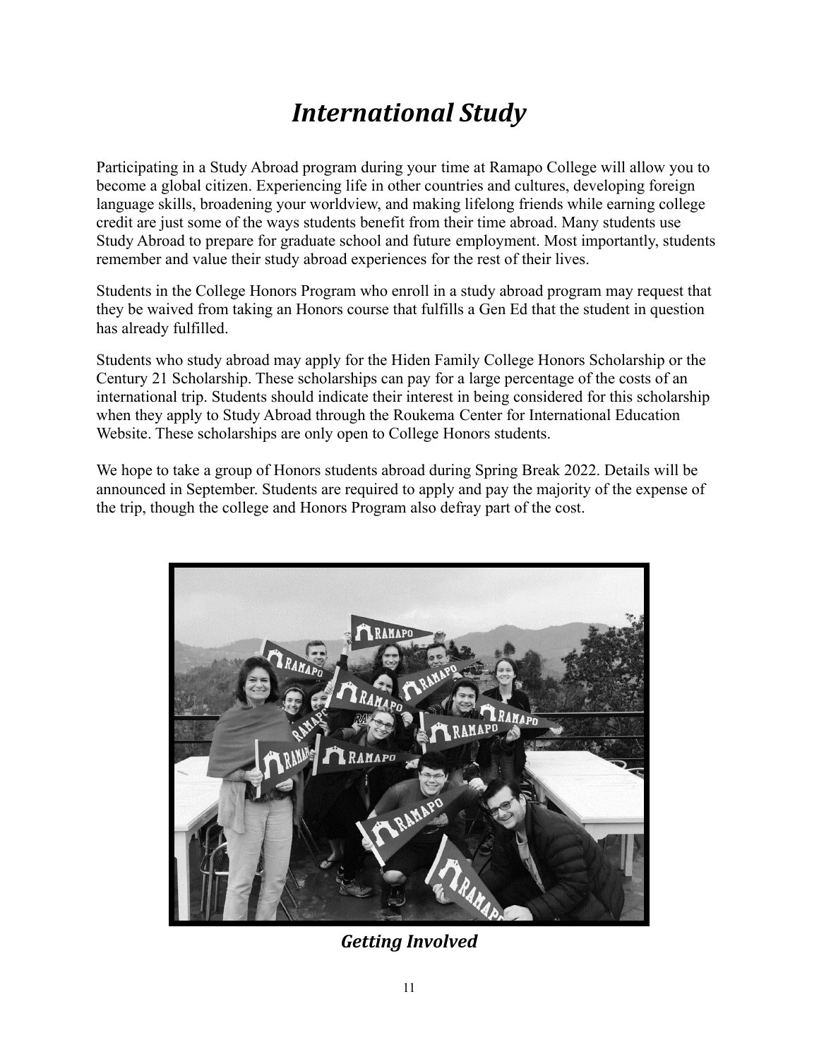# International Study

Participating in a Study Abroad program during your time at Ramapo College will allow you to become a global citizen. Experiencing life in other countries and cultures, developing foreign language skills, broadening your worldview, and making lifelong friends while earning college credit are just some of the ways students benefit from their time abroad. Many students use Study Abroad to prepare for graduate school and future employment. Most importantly, students remember and value their study abroad experiences for the rest of their lives.

Students in the College Honors Program who enroll in a study abroad program may request that they be waived from taking an Honors course that fulfills a Gen Ed that the student in question has already fulfilled.

Students who study abroad may apply for the Hiden Family College Honors Scholarship or the Century 21 Scholarship. These scholarships can pay for a large percentage of the costs of an international trip. Students should indicate their interest in being considered for this scholarship when they apply to Study Abroad through the Roukema Center for International Education Website. These scholarships are only open to College Honors students.

We hope to take a group of Honors students abroad during Spring Break 2022. Details will be announced in September. Students are required to apply and pay the majority of the expense of the trip, though the college and Honors Program also defray part of the cost.

## Getting Involved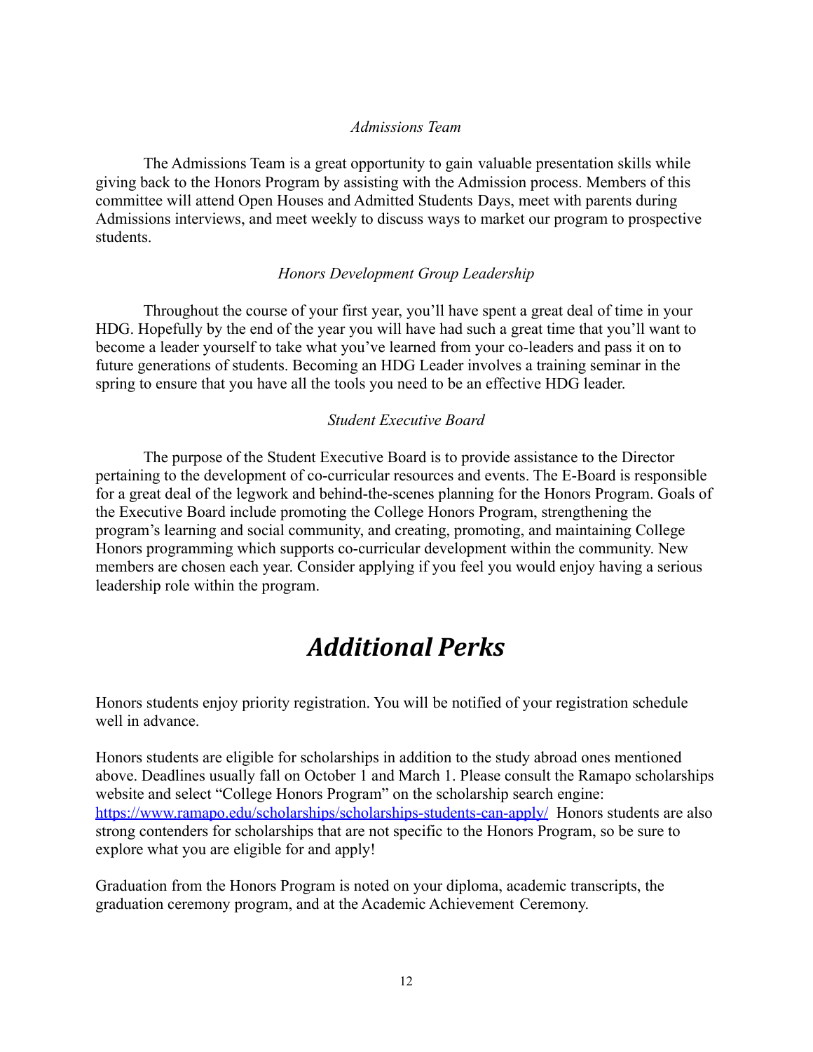*Admissions Team*

The Admissions Team is a great opportunity to gain valuable presentation skills while giving back to the Honors Program by assisting with the Admission process. Members of this committee will attend Open Houses and Admitted Students Days, meet with parents during Admissions interviews, and meet weekly to discuss ways to market our program to prospective students.

*Honors Development Group Leadership*

Throughout the course of your first year, you'll have spent a great deal of time in your HDG. Hopefully by the end of the year you will have had such a great time that you'll want to become a leader yourself to take what you've learned from your co-leaders and pass it on to future generations of students. Becoming an HDG Leader involves a training seminar in the spring to ensure that you have all the tools you need to be an effective HDG leader.

*Student Executive Board*

The purpose of the Student Executive Board is to provide assistance to the Director pertaining to the development of co-curricular resources and events. The E-Board is responsible for a great deal of the legwork and behind-the-scenes planning for the Honors Program. Goals of the Executive Board include promoting the College Honors Program, strengthening the program's learning and social community, and creating, promoting, and maintaining College Honors programming which supports co-curricular development within the community. New members are chosen each year. Consider applying if you feel you would enjoy having a serious leadership role within the program.

# *Additional Perks*

Honors students enjoy priority registration. You will be notified of your registration schedule well in advance.

Honors students are eligible for scholarships in addition to the study abroad ones mentioned above. Deadlines usually fall on October 1 and March 1. Please consult the Ramapo scholarships website and select "College Honors Program" on the scholarship search engine: [https://www.ramapo.edu/scholarships/scholarships-students-can-apply/](https://www.ramapo.edu/scholarships/scholarships-students-can-apply/) Honors students are also strong contenders for scholarships that are not specific to the Honors Program, so be sure to explore what you are eligible for and apply!

Graduation from the Honors Program is noted on your diploma, academic transcripts, the graduation ceremony program, and at the Academic Achievement Ceremony.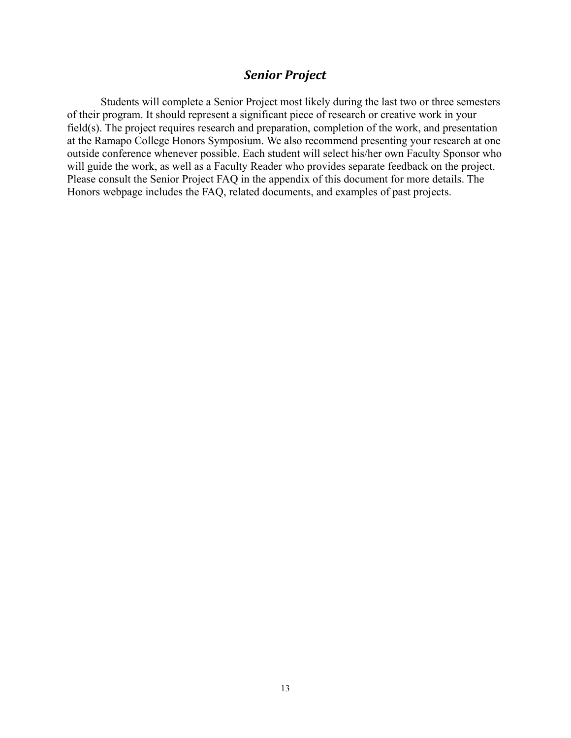## *Senior Project*

Students will complete a Senior Project most likely during the last two or three semesters of their program. It should represent a significant piece of research or creative work in your field(s). The project requires research and preparation, completion of the work, and presentation at the Ramapo College Honors Symposium. We also recommend presenting your research at one outside conference whenever possible. Each student will select his/her own Faculty Sponsor who will guide the work, as well as a Faculty Reader who provides separate feedback on the project. Please consult the Senior Project FAQ in the appendix of this document for more details. The Honors webpage includes the FAQ, related documents, and examples of past projects.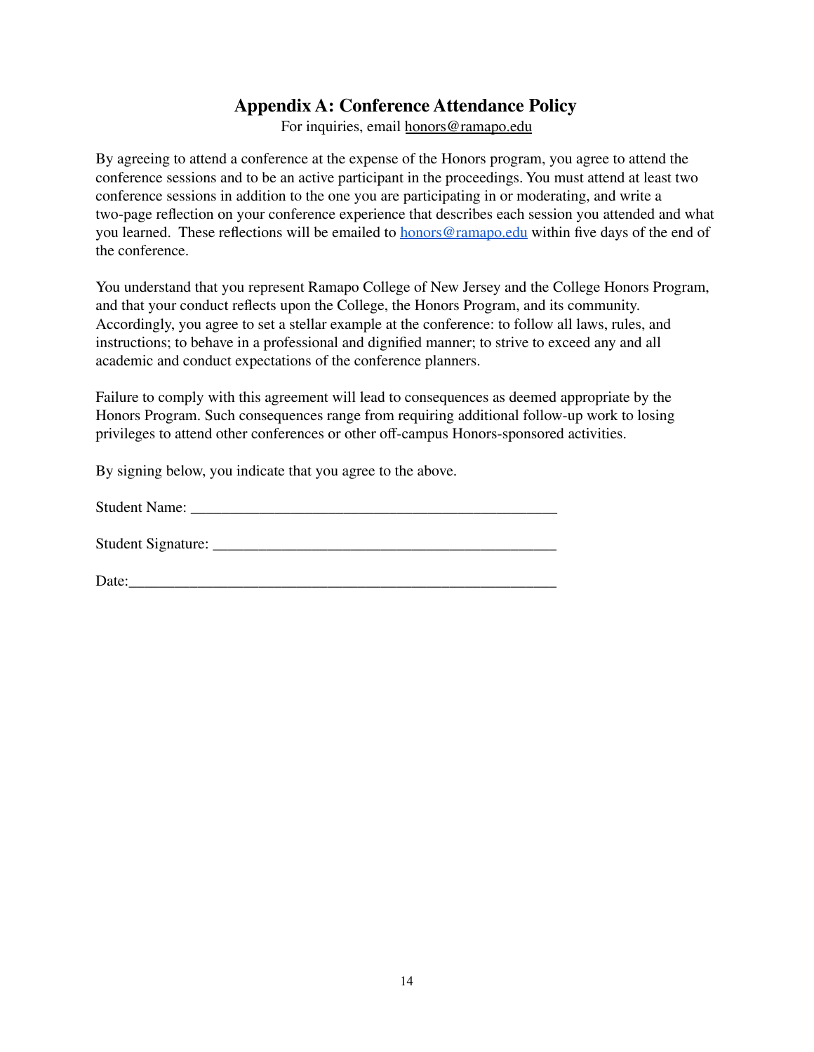# Appendix A: Conference Attendance Policy

For inquiries, email honors@ramapo.edu

By agreeing to attend a conference at the expense of the Honors program, you agree to attend the conference sessions and to be an active participant in the proceedings. You must attend at least two conference sessions in addition to the one you are participating in or moderating, and write a two-page reflection on your conference experience that describes each session you attended and what you learned. These reflections will be emailed to honors@ramapo.edu within five days of the end of the conference.

You understand that you represent Ramapo College of New Jersey and the College Honors Program, and that your conduct reflects upon the College, the Honors Program, and its community. Accordingly, you agree to set a stellar example at the conference: to follow all laws, rules, and instructions; to behave in a professional and dignified manner; to strive to exceed any and all academic and conduct expectations of the conference planners.

Failure to comply with this agreement will lead to consequences as deemed appropriate by the Honors Program. Such consequences range from requiring additional follow-up work to losing privileges to attend other conferences or other off-campus Honors-sponsored activities.

By signing below, you indicate that you agree to the above.

Student Name: _______________________________________________

Student Signature: ____________________________________________

Date:_______________________________________________________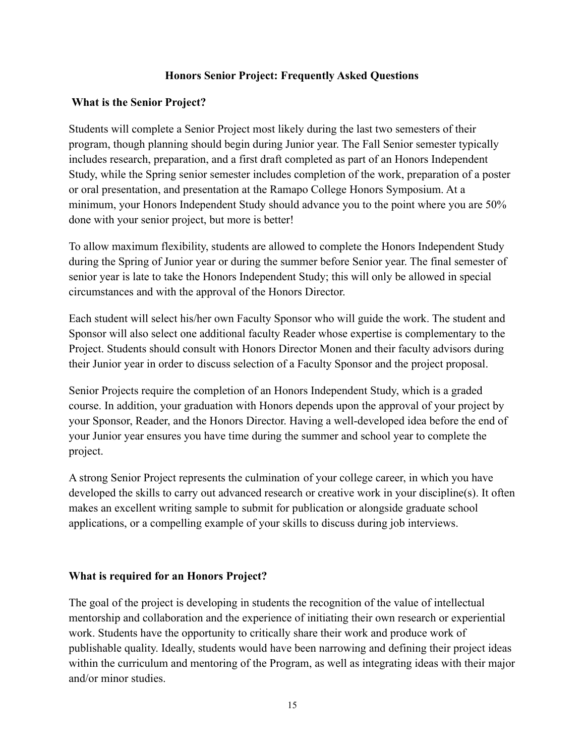## Honors Senior Project: Frequently Asked Questions

### What is the Senior Project?

Students will complete a Senior Project most likely during the last two semesters of their program, though planning should begin during Junior year. The Fall Senior semester typically includes research, preparation, and a first draft completed as part of an Honors Independent Study, while the Spring senior semester includes completion of the work, preparation of a poster or oral presentation, and presentation at the Ramapo College Honors Symposium. At a minimum, your Honors Independent Study should advance you to the point where you are 50% done with your senior project, but more is better!

To allow maximum flexibility, students are allowed to complete the Honors Independent Study during the Spring of Junior year or during the summer before Senior year. The final semester of senior year is late to take the Honors Independent Study; this will only be allowed in special circumstances and with the approval of the Honors Director.

Each student will select his/her own Faculty Sponsor who will guide the work. The student and Sponsor will also select one additional faculty Reader whose expertise is complementary to the Project. Students should consult with Honors Director Monen and their faculty advisors during their Junior year in order to discuss selection of a Faculty Sponsor and the project proposal.

Senior Projects require the completion of an Honors Independent Study, which is a graded course. In addition, your graduation with Honors depends upon the approval of your project by your Sponsor, Reader, and the Honors Director. Having a well-developed idea before the end of your Junior year ensures you have time during the summer and school year to complete the project.

A strong Senior Project represents the culmination of your college career, in which you have developed the skills to carry out advanced research or creative work in your discipline(s). It often makes an excellent writing sample to submit for publication or alongside graduate school applications, or a compelling example of your skills to discuss during job interviews.

### What is required for an Honors Project?

The goal of the project is developing in students the recognition of the value of intellectual mentorship and collaboration and the experience of initiating their own research or experiential work. Students have the opportunity to critically share their work and produce work of publishable quality. Ideally, students would have been narrowing and defining their project ideas within the curriculum and mentoring of the Program, as well as integrating ideas with their major and/or minor studies.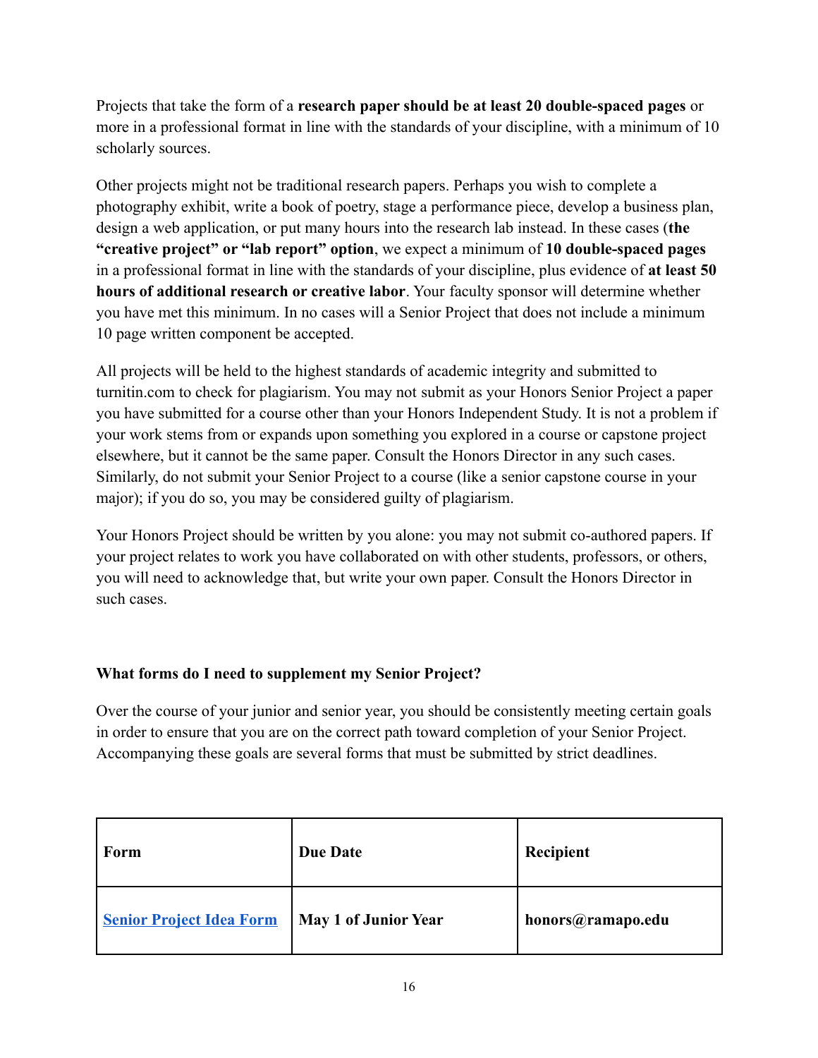Projects that take the form of a **research paper should be at least 20 double-spaced pages** or more in a professional format in line with the standards of your discipline, with a minimum of 10 scholarly sources.

Other projects might not be traditional research papers. Perhaps you wish to complete a photography exhibit, write a book of poetry, stage a performance piece, develop a business plan, design a web application, or put many hours into the research lab instead. In these cases (**the "creative project" or "lab report" option**, we expect a minimum of **10 double-spaced pages** in a professional format in line with the standards of your discipline, plus evidence of **at least 50 hours of additional research or creative labor**. Your faculty sponsor will determine whether you have met this minimum. In no cases will a Senior Project that does not include a minimum 10 page written component be accepted.

All projects will be held to the highest standards of academic integrity and submitted to turnitin.com to check for plagiarism. You may not submit as your Honors Senior Project a paper you have submitted for a course other than your Honors Independent Study. It is not a problem if your work stems from or expands upon something you explored in a course or capstone project elsewhere, but it cannot be the same paper. Consult the Honors Director in any such cases. Similarly, do not submit your Senior Project to a course (like a senior capstone course in your major); if you do so, you may be considered guilty of plagiarism.

Your Honors Project should be written by you alone: you may not submit co-authored papers. If your project relates to work you have collaborated on with other students, professors, or others, you will need to acknowledge that, but write your own paper. Consult the Honors Director in such cases.

**What forms do I need to supplement my Senior Project?**

Over the course of your junior and senior year, you should be consistently meeting certain goals in order to ensure that you are on the correct path toward completion of your Senior Project. Accompanying these goals are several forms that must be submitted by strict deadlines.

| **Form** | **Due Date** | **Recipient** |
| --- | --- | --- |
| **Senior Project Idea Form** | **May 1 of Junior Year** | **honors@ramapo.edu** |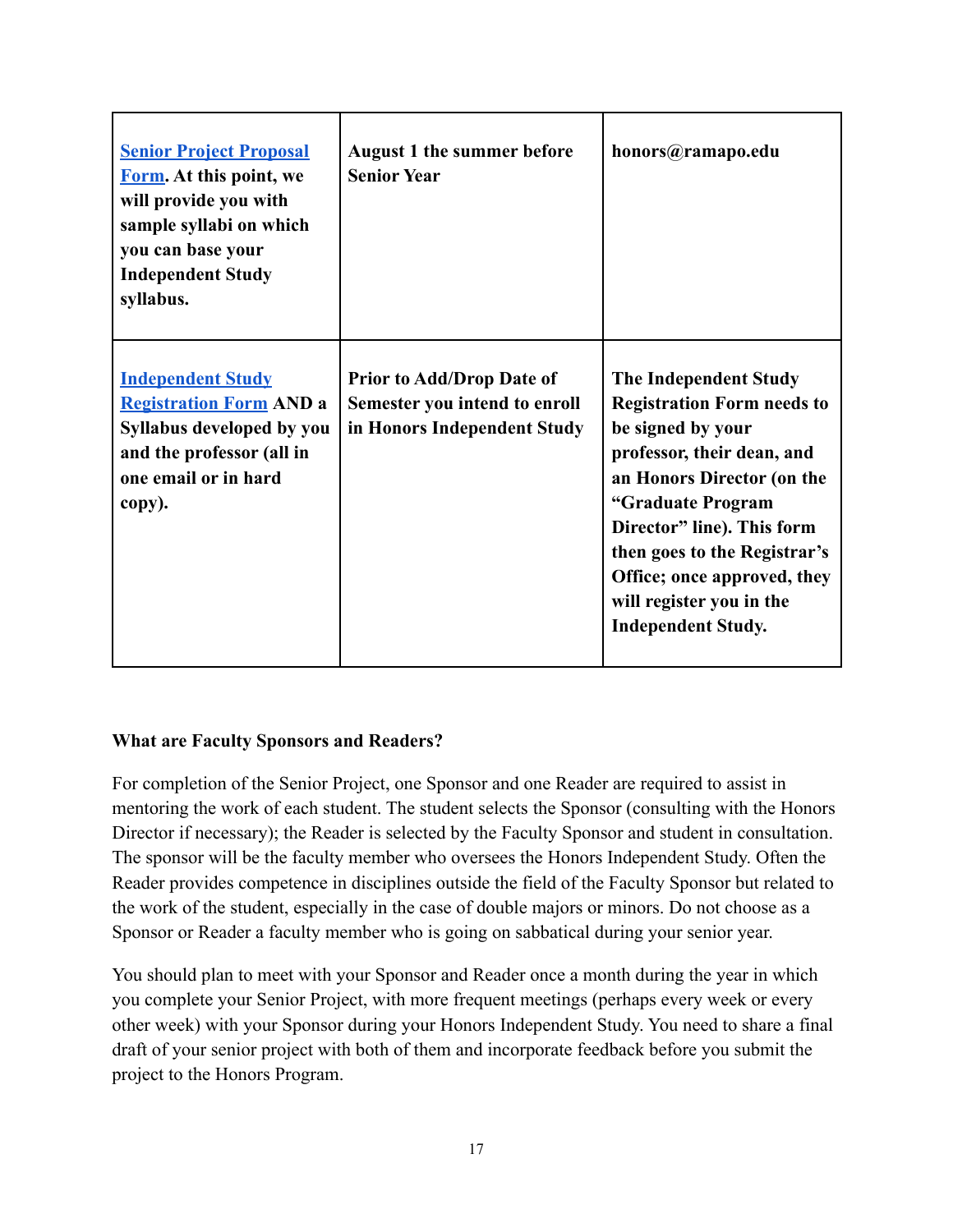| | | |
|---|---|---|
| **Senior Project Proposal Form. At this point, we will provide you with sample syllabi on which you can base your Independent Study syllabus.** | **August 1 the summer before Senior Year** | **honors@ramapo.edu** |
| **Independent Study Registration Form AND a Syllabus developed by you and the professor (all in one email or in hard copy).** | **Prior to Add/Drop Date of Semester you intend to enroll in Honors Independent Study** | **The Independent Study Registration Form needs to be signed by your professor, their dean, and an Honors Director (on the "Graduate Program Director" line). This form then goes to the Registrar's Office; once approved, they will register you in the Independent Study.** |

**What are Faculty Sponsors and Readers?**

For completion of the Senior Project, one Sponsor and one Reader are required to assist in mentoring the work of each student. The student selects the Sponsor (consulting with the Honors Director if necessary); the Reader is selected by the Faculty Sponsor and student in consultation. The sponsor will be the faculty member who oversees the Honors Independent Study. Often the Reader provides competence in disciplines outside the field of the Faculty Sponsor but related to the work of the student, especially in the case of double majors or minors. Do not choose as a Sponsor or Reader a faculty member who is going on sabbatical during your senior year.

You should plan to meet with your Sponsor and Reader once a month during the year in which you complete your Senior Project, with more frequent meetings (perhaps every week or every other week) with your Sponsor during your Honors Independent Study. You need to share a final draft of your senior project with both of them and incorporate feedback before you submit the project to the Honors Program.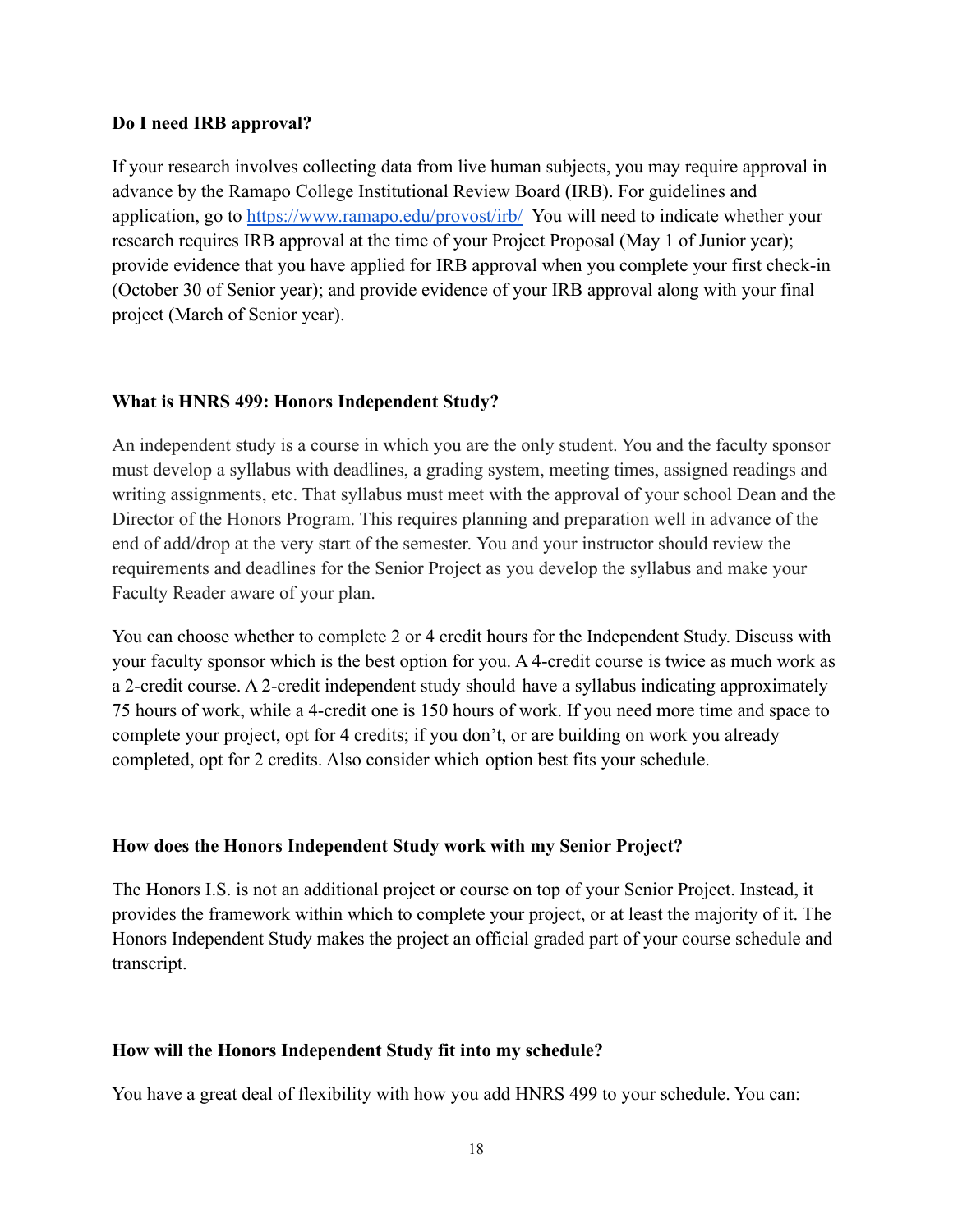**Do I need IRB approval?**

If your research involves collecting data from live human subjects, you may require approval in advance by the Ramapo College Institutional Review Board (IRB). For guidelines and application, go to [https://www.ramapo.edu/provost/irb/](https://www.ramapo.edu/provost/irb/) You will need to indicate whether your research requires IRB approval at the time of your Project Proposal (May 1 of Junior year); provide evidence that you have applied for IRB approval when you complete your first check-in (October 30 of Senior year); and provide evidence of your IRB approval along with your final project (March of Senior year).

**What is HNRS 499: Honors Independent Study?**

An independent study is a course in which you are the only student. You and the faculty sponsor must develop a syllabus with deadlines, a grading system, meeting times, assigned readings and writing assignments, etc. That syllabus must meet with the approval of your school Dean and the Director of the Honors Program. This requires planning and preparation well in advance of the end of add/drop at the very start of the semester. You and your instructor should review the requirements and deadlines for the Senior Project as you develop the syllabus and make your Faculty Reader aware of your plan.

You can choose whether to complete 2 or 4 credit hours for the Independent Study. Discuss with your faculty sponsor which is the best option for you. A 4-credit course is twice as much work as a 2-credit course. A 2-credit independent study should have a syllabus indicating approximately 75 hours of work, while a 4-credit one is 150 hours of work. If you need more time and space to complete your project, opt for 4 credits; if you don't, or are building on work you already completed, opt for 2 credits. Also consider which option best fits your schedule.

**How does the Honors Independent Study work with my Senior Project?**

The Honors I.S. is not an additional project or course on top of your Senior Project. Instead, it provides the framework within which to complete your project, or at least the majority of it. The Honors Independent Study makes the project an official graded part of your course schedule and transcript.

**How will the Honors Independent Study fit into my schedule?**

You have a great deal of flexibility with how you add HNRS 499 to your schedule. You can: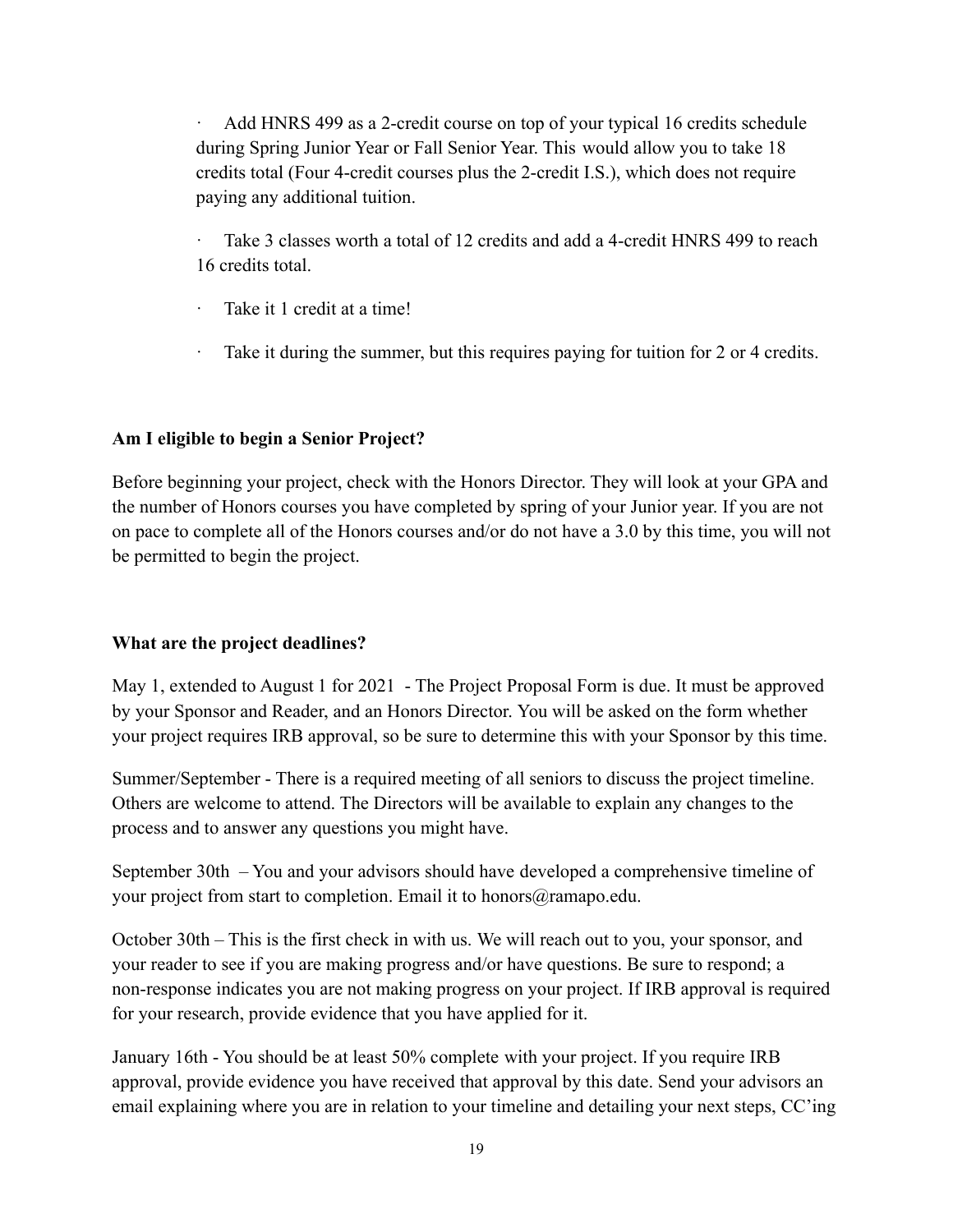- Add HNRS 499 as a 2-credit course on top of your typical 16 credits schedule during Spring Junior Year or Fall Senior Year. This would allow you to take 18 credits total (Four 4-credit courses plus the 2-credit I.S.), which does not require paying any additional tuition.
- Take 3 classes worth a total of 12 credits and add a 4-credit HNRS 499 to reach 16 credits total.
- Take it 1 credit at a time!
- Take it during the summer, but this requires paying for tuition for 2 or 4 credits.

**Am I eligible to begin a Senior Project?**

Before beginning your project, check with the Honors Director. They will look at your GPA and the number of Honors courses you have completed by spring of your Junior year. If you are not on pace to complete all of the Honors courses and/or do not have a 3.0 by this time, you will not be permitted to begin the project.

**What are the project deadlines?**

May 1, extended to August 1 for 2021 - The Project Proposal Form is due. It must be approved by your Sponsor and Reader, and an Honors Director. You will be asked on the form whether your project requires IRB approval, so be sure to determine this with your Sponsor by this time.

Summer/September - There is a required meeting of all seniors to discuss the project timeline. Others are welcome to attend. The Directors will be available to explain any changes to the process and to answer any questions you might have.

September 30th – You and your advisors should have developed a comprehensive timeline of your project from start to completion. Email it to honors@ramapo.edu.

October 30th – This is the first check in with us. We will reach out to you, your sponsor, and your reader to see if you are making progress and/or have questions. Be sure to respond; a non-response indicates you are not making progress on your project. If IRB approval is required for your research, provide evidence that you have applied for it.

January 16th - You should be at least 50% complete with your project. If you require IRB approval, provide evidence you have received that approval by this date. Send your advisors an email explaining where you are in relation to your timeline and detailing your next steps, CC'ing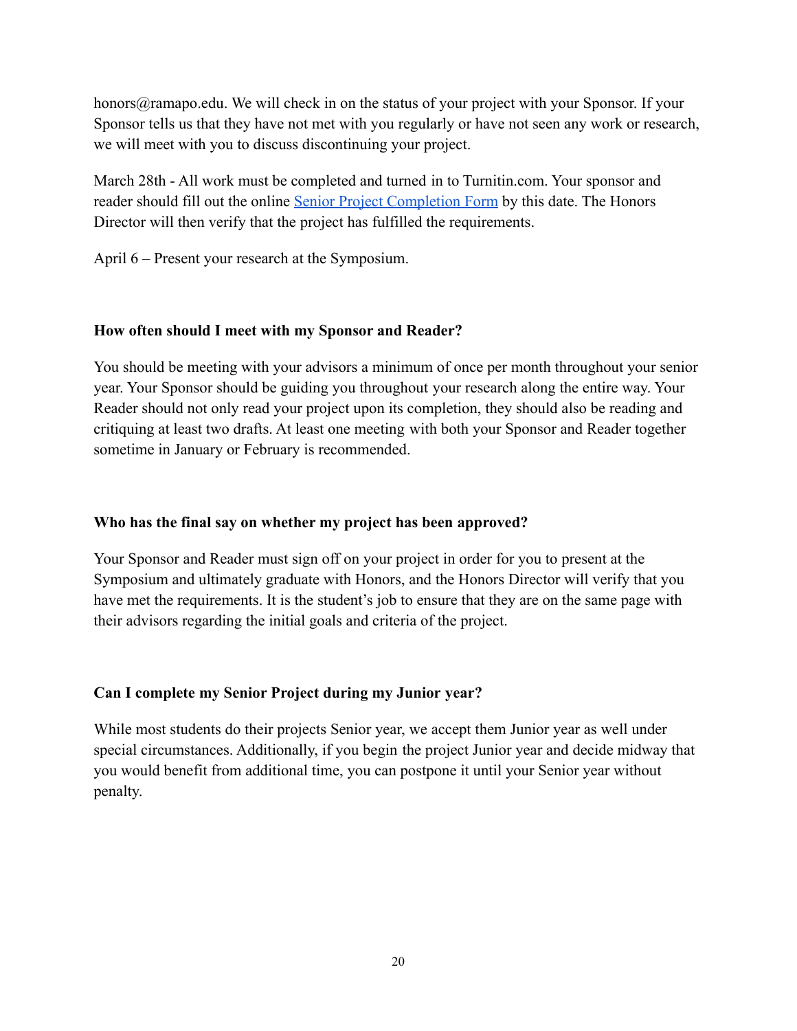honors@ramapo.edu. We will check in on the status of your project with your Sponsor. If your Sponsor tells us that they have not met with you regularly or have not seen any work or research, we will meet with you to discuss discontinuing your project.

March 28th - All work must be completed and turned in to Turnitin.com. Your sponsor and reader should fill out the online [Senior Project Completion Form]() by this date. The Honors Director will then verify that the project has fulfilled the requirements.

April 6 – Present your research at the Symposium.

### How often should I meet with my Sponsor and Reader?

You should be meeting with your advisors a minimum of once per month throughout your senior year. Your Sponsor should be guiding you throughout your research along the entire way. Your Reader should not only read your project upon its completion, they should also be reading and critiquing at least two drafts. At least one meeting with both your Sponsor and Reader together sometime in January or February is recommended.

### Who has the final say on whether my project has been approved?

Your Sponsor and Reader must sign off on your project in order for you to present at the Symposium and ultimately graduate with Honors, and the Honors Director will verify that you have met the requirements. It is the student's job to ensure that they are on the same page with their advisors regarding the initial goals and criteria of the project.

### Can I complete my Senior Project during my Junior year?

While most students do their projects Senior year, we accept them Junior year as well under special circumstances. Additionally, if you begin the project Junior year and decide midway that you would benefit from additional time, you can postpone it until your Senior year without penalty.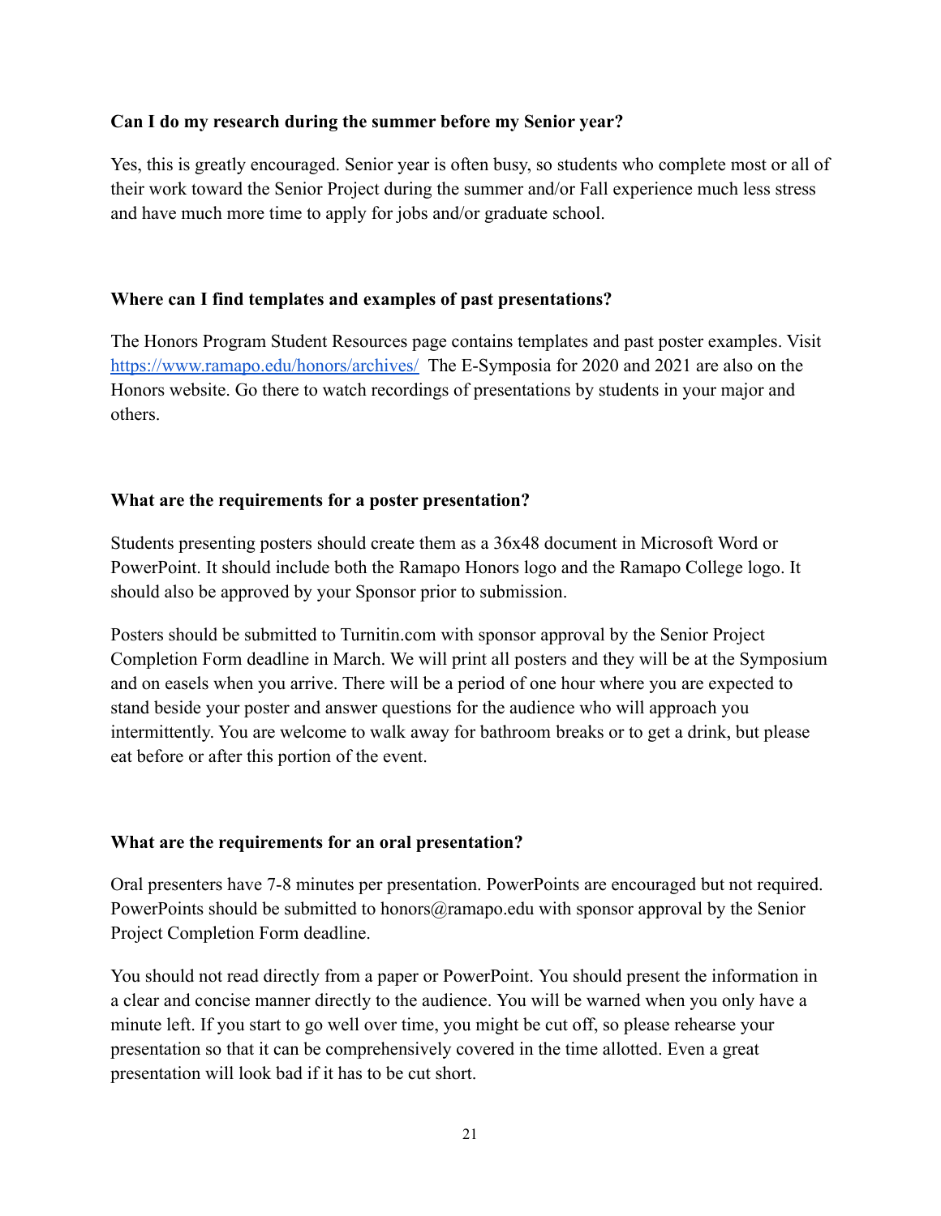**Can I do my research during the summer before my Senior year?**

Yes, this is greatly encouraged. Senior year is often busy, so students who complete most or all of their work toward the Senior Project during the summer and/or Fall experience much less stress and have much more time to apply for jobs and/or graduate school.

**Where can I find templates and examples of past presentations?**

The Honors Program Student Resources page contains templates and past poster examples. Visit [https://www.ramapo.edu/honors/archives/](https://www.ramapo.edu/honors/archives/) The E-Symposia for 2020 and 2021 are also on the Honors website. Go there to watch recordings of presentations by students in your major and others.

**What are the requirements for a poster presentation?**

Students presenting posters should create them as a 36x48 document in Microsoft Word or PowerPoint. It should include both the Ramapo Honors logo and the Ramapo College logo. It should also be approved by your Sponsor prior to submission.

Posters should be submitted to Turnitin.com with sponsor approval by the Senior Project Completion Form deadline in March. We will print all posters and they will be at the Symposium and on easels when you arrive. There will be a period of one hour where you are expected to stand beside your poster and answer questions for the audience who will approach you intermittently. You are welcome to walk away for bathroom breaks or to get a drink, but please eat before or after this portion of the event.

**What are the requirements for an oral presentation?**

Oral presenters have 7-8 minutes per presentation. PowerPoints are encouraged but not required. PowerPoints should be submitted to honors@ramapo.edu with sponsor approval by the Senior Project Completion Form deadline.

You should not read directly from a paper or PowerPoint. You should present the information in a clear and concise manner directly to the audience. You will be warned when you only have a minute left. If you start to go well over time, you might be cut off, so please rehearse your presentation so that it can be comprehensively covered in the time allotted. Even a great presentation will look bad if it has to be cut short.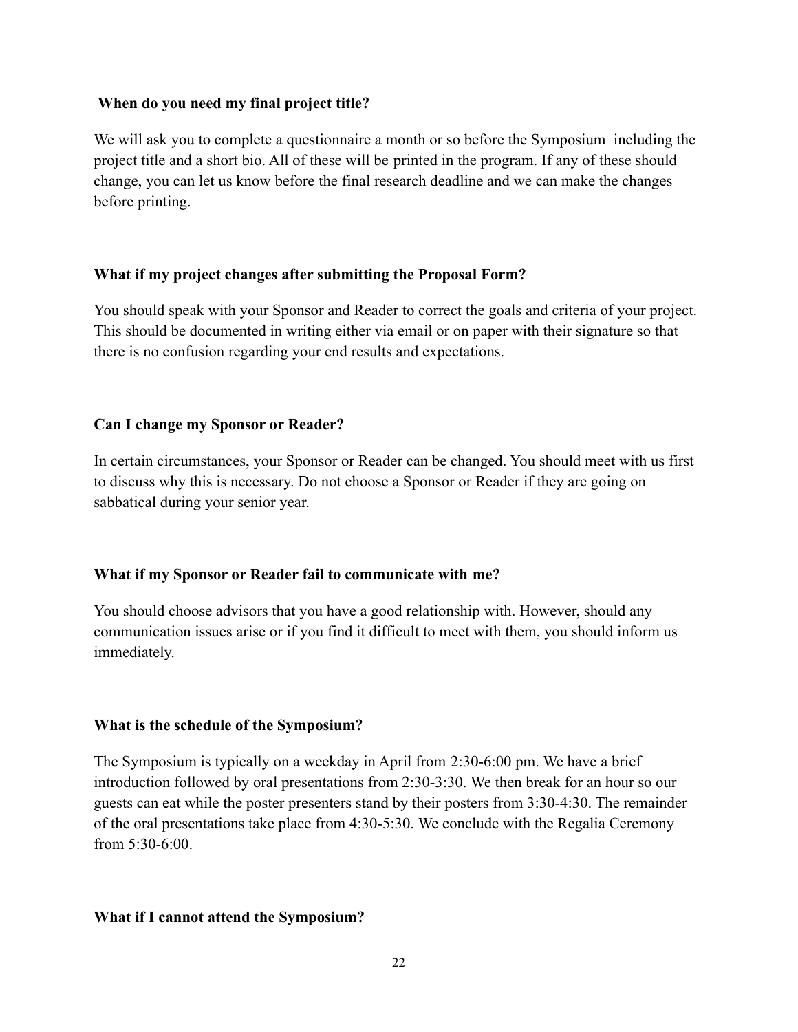### When do you need my final project title?

We will ask you to complete a questionnaire a month or so before the Symposium including the project title and a short bio. All of these will be printed in the program. If any of these should change, you can let us know before the final research deadline and we can make the changes before printing.

### What if my project changes after submitting the Proposal Form?

You should speak with your Sponsor and Reader to correct the goals and criteria of your project. This should be documented in writing either via email or on paper with their signature so that there is no confusion regarding your end results and expectations.

### Can I change my Sponsor or Reader?

In certain circumstances, your Sponsor or Reader can be changed. You should meet with us first to discuss why this is necessary. Do not choose a Sponsor or Reader if they are going on sabbatical during your senior year.

### What if my Sponsor or Reader fail to communicate with me?

You should choose advisors that you have a good relationship with. However, should any communication issues arise or if you find it difficult to meet with them, you should inform us immediately.

### What is the schedule of the Symposium?

The Symposium is typically on a weekday in April from 2:30-6:00 pm. We have a brief introduction followed by oral presentations from 2:30-3:30. We then break for an hour so our guests can eat while the poster presenters stand by their posters from 3:30-4:30. The remainder of the oral presentations take place from 4:30-5:30. We conclude with the Regalia Ceremony from 5:30-6:00.

### What if I cannot attend the Symposium?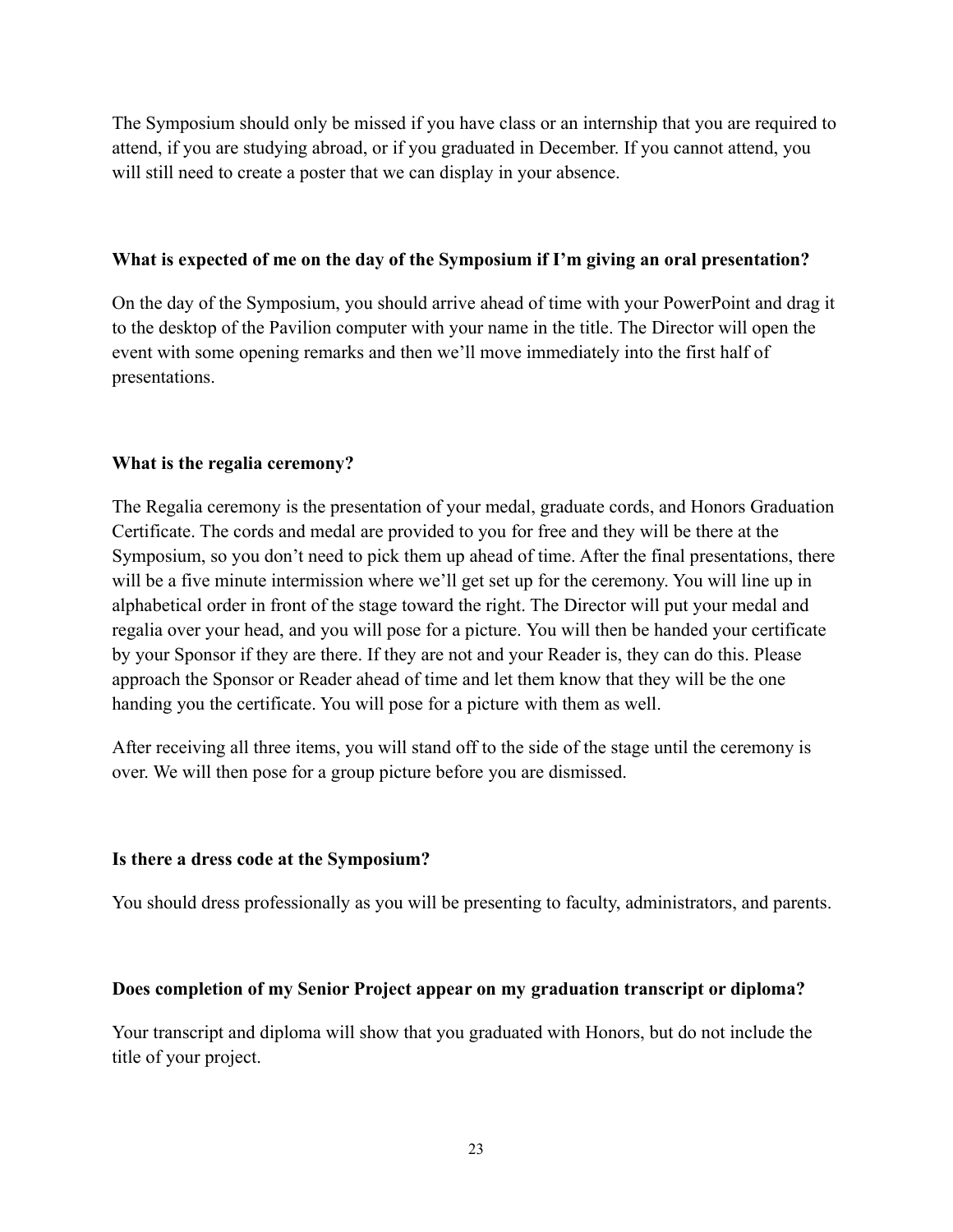The Symposium should only be missed if you have class or an internship that you are required to attend, if you are studying abroad, or if you graduated in December. If you cannot attend, you will still need to create a poster that we can display in your absence.

**What is expected of me on the day of the Symposium if I'm giving an oral presentation?**

On the day of the Symposium, you should arrive ahead of time with your PowerPoint and drag it to the desktop of the Pavilion computer with your name in the title. The Director will open the event with some opening remarks and then we'll move immediately into the first half of presentations.

**What is the regalia ceremony?**

The Regalia ceremony is the presentation of your medal, graduate cords, and Honors Graduation Certificate. The cords and medal are provided to you for free and they will be there at the Symposium, so you don't need to pick them up ahead of time. After the final presentations, there will be a five minute intermission where we'll get set up for the ceremony. You will line up in alphabetical order in front of the stage toward the right. The Director will put your medal and regalia over your head, and you will pose for a picture. You will then be handed your certificate by your Sponsor if they are there. If they are not and your Reader is, they can do this. Please approach the Sponsor or Reader ahead of time and let them know that they will be the one handing you the certificate. You will pose for a picture with them as well.

After receiving all three items, you will stand off to the side of the stage until the ceremony is over. We will then pose for a group picture before you are dismissed.

**Is there a dress code at the Symposium?**

You should dress professionally as you will be presenting to faculty, administrators, and parents.

**Does completion of my Senior Project appear on my graduation transcript or diploma?**

Your transcript and diploma will show that you graduated with Honors, but do not include the title of your project.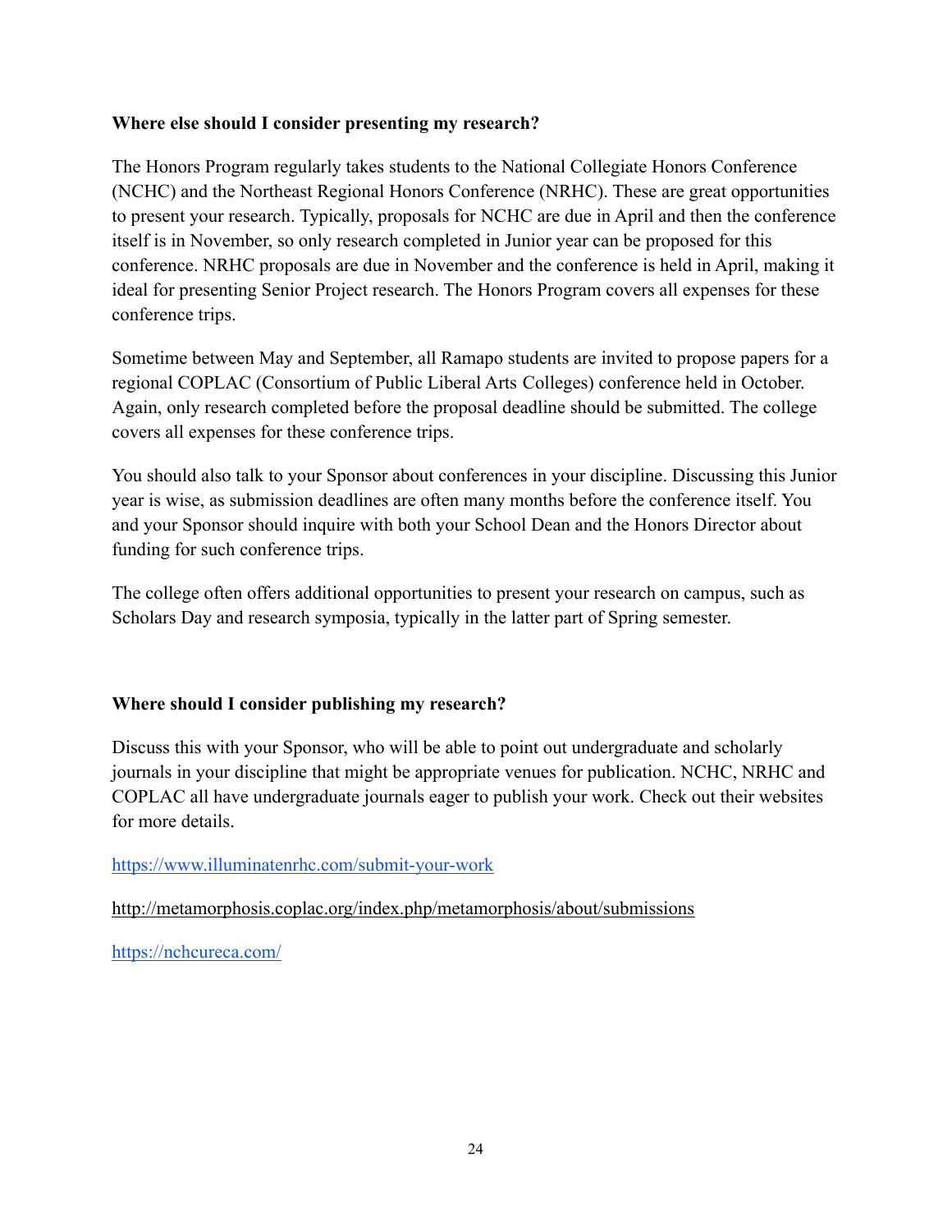**Where else should I consider presenting my research?**

The Honors Program regularly takes students to the National Collegiate Honors Conference (NCHC) and the Northeast Regional Honors Conference (NRHC). These are great opportunities to present your research. Typically, proposals for NCHC are due in April and then the conference itself is in November, so only research completed in Junior year can be proposed for this conference. NRHC proposals are due in November and the conference is held in April, making it ideal for presenting Senior Project research. The Honors Program covers all expenses for these conference trips.

Sometime between May and September, all Ramapo students are invited to propose papers for a regional COPLAC (Consortium of Public Liberal Arts Colleges) conference held in October. Again, only research completed before the proposal deadline should be submitted. The college covers all expenses for these conference trips.

You should also talk to your Sponsor about conferences in your discipline. Discussing this Junior year is wise, as submission deadlines are often many months before the conference itself. You and your Sponsor should inquire with both your School Dean and the Honors Director about funding for such conference trips.

The college often offers additional opportunities to present your research on campus, such as Scholars Day and research symposia, typically in the latter part of Spring semester.

**Where should I consider publishing my research?**

Discuss this with your Sponsor, who will be able to point out undergraduate and scholarly journals in your discipline that might be appropriate venues for publication. NCHC, NRHC and COPLAC all have undergraduate journals eager to publish your work. Check out their websites for more details.

https://www.illuminatenrhc.com/submit-your-work

http://metamorphosis.coplac.org/index.php/metamorphosis/about/submissions

https://nchcureca.com/